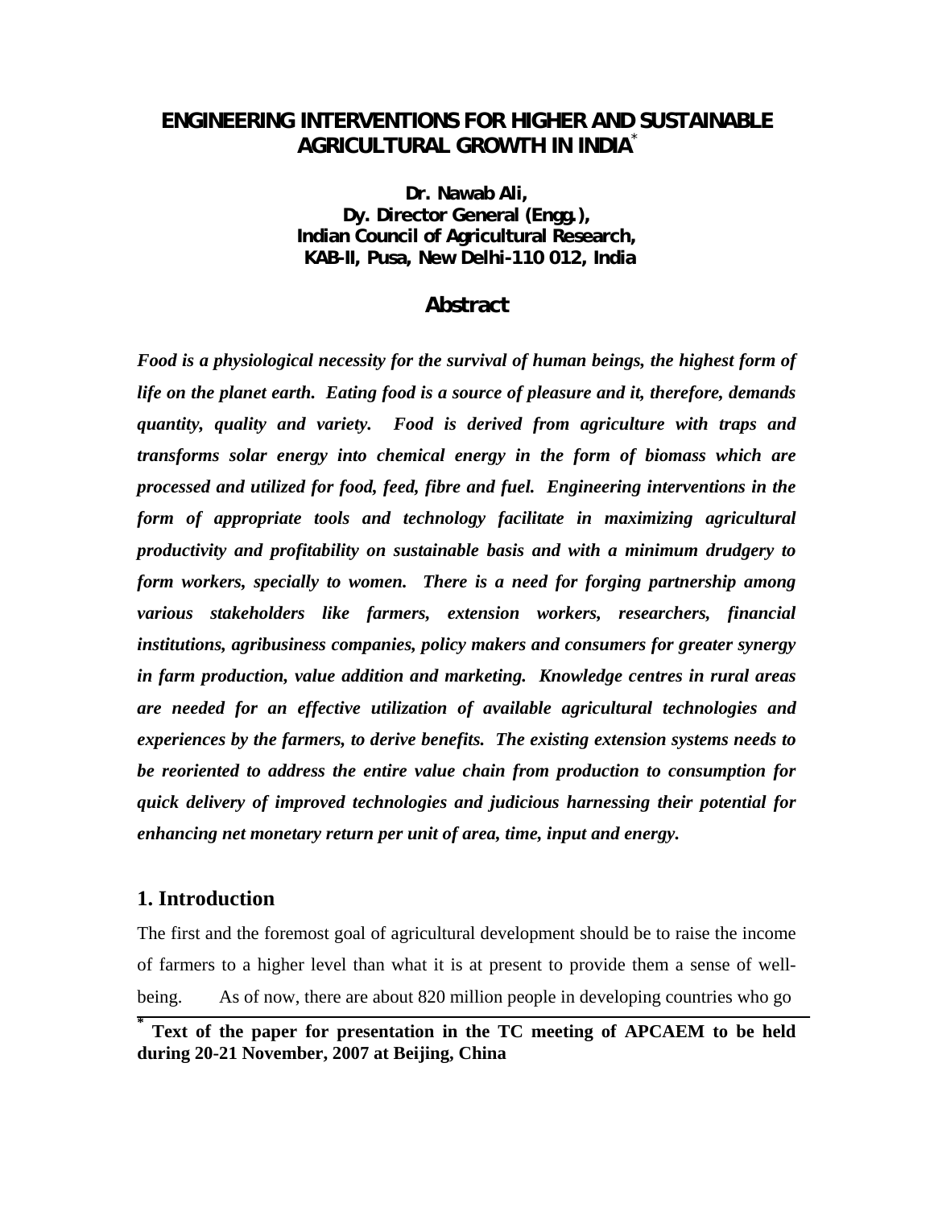# ENGINEERING INTERVENTIONS FOR HIGHER AND SUSTAINABLE AGRICULTURAL GROWTH IN INDIA*

**Dr. Nawab Ali,**
**Dy. Director General (Engg.),**
**Indian Council of Agricultural Research,**
**KAB-II, Pusa, New Delhi-110 012, India**

## Abstract

***Food is a physiological necessity for the survival of human beings, the highest form of life on the planet earth. Eating food is a source of pleasure and it, therefore, demands quantity, quality and variety. Food is derived from agriculture with traps and transforms solar energy into chemical energy in the form of biomass which are processed and utilized for food, feed, fibre and fuel. Engineering interventions in the form of appropriate tools and technology facilitate in maximizing agricultural productivity and profitability on sustainable basis and with a minimum drudgery to form workers, specially to women. There is a need for forging partnership among various stakeholders like farmers, extension workers, researchers, financial institutions, agribusiness companies, policy makers and consumers for greater synergy in farm production, value addition and marketing. Knowledge centres in rural areas are needed for an effective utilization of available agricultural technologies and experiences by the farmers, to derive benefits. The existing extension systems needs to be reoriented to address the entire value chain from production to consumption for quick delivery of improved technologies and judicious harnessing their potential for enhancing net monetary return per unit of area, time, input and energy.***

## 1. Introduction

The first and the foremost goal of agricultural development should be to raise the income of farmers to a higher level than what it is at present to provide them a sense of well-being. As of now, there are about 820 million people in developing countries who go

---

**\* Text of the paper for presentation in the TC meeting of APCAEM to be held during 20-21 November, 2007 at Beijing, China**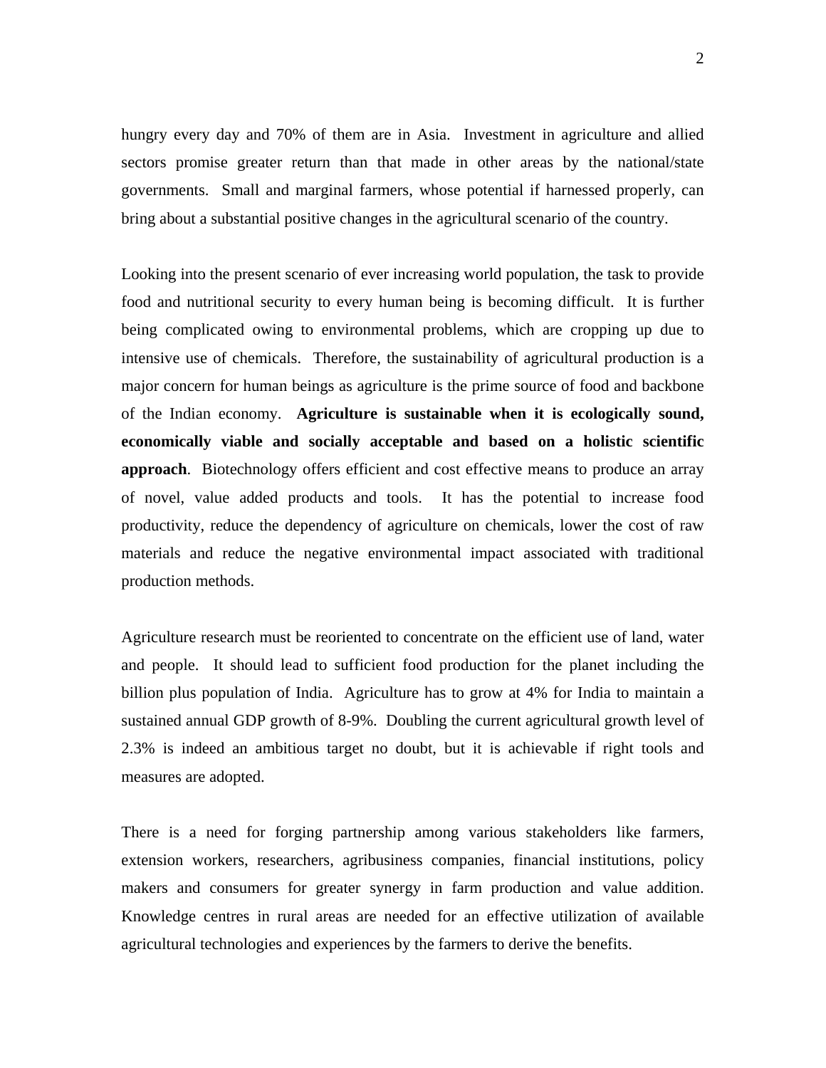hungry every day and 70% of them are in Asia. Investment in agriculture and allied sectors promise greater return than that made in other areas by the national/state governments. Small and marginal farmers, whose potential if harnessed properly, can bring about a substantial positive changes in the agricultural scenario of the country.

Looking into the present scenario of ever increasing world population, the task to provide food and nutritional security to every human being is becoming difficult. It is further being complicated owing to environmental problems, which are cropping up due to intensive use of chemicals. Therefore, the sustainability of agricultural production is a major concern for human beings as agriculture is the prime source of food and backbone of the Indian economy. **Agriculture is sustainable when it is ecologically sound, economically viable and socially acceptable and based on a holistic scientific approach**. Biotechnology offers efficient and cost effective means to produce an array of novel, value added products and tools. It has the potential to increase food productivity, reduce the dependency of agriculture on chemicals, lower the cost of raw materials and reduce the negative environmental impact associated with traditional production methods.

Agriculture research must be reoriented to concentrate on the efficient use of land, water and people. It should lead to sufficient food production for the planet including the billion plus population of India. Agriculture has to grow at 4% for India to maintain a sustained annual GDP growth of 8-9%. Doubling the current agricultural growth level of 2.3% is indeed an ambitious target no doubt, but it is achievable if right tools and measures are adopted.

There is a need for forging partnership among various stakeholders like farmers, extension workers, researchers, agribusiness companies, financial institutions, policy makers and consumers for greater synergy in farm production and value addition. Knowledge centres in rural areas are needed for an effective utilization of available agricultural technologies and experiences by the farmers to derive the benefits.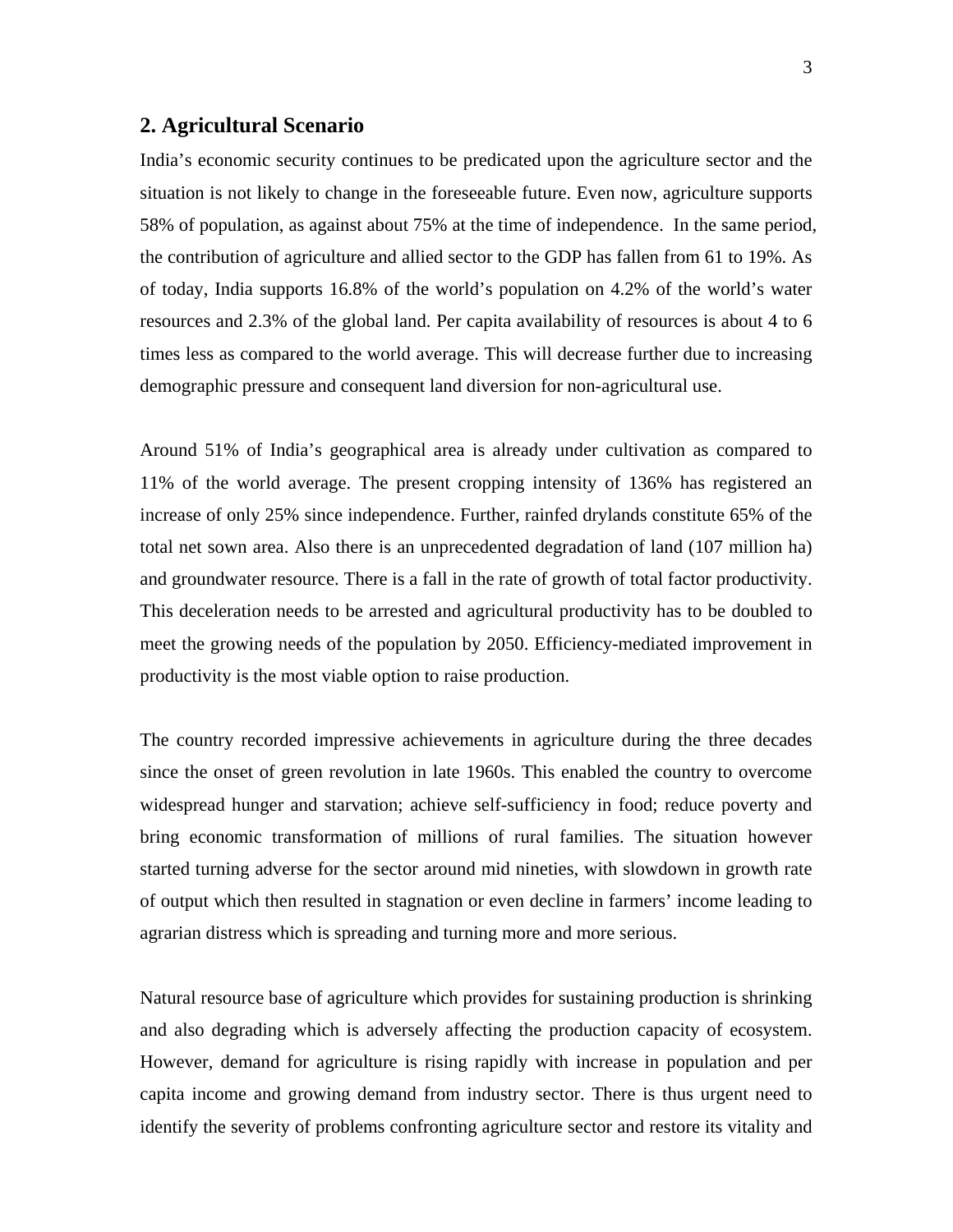## 2. Agricultural Scenario

India's economic security continues to be predicated upon the agriculture sector and the situation is not likely to change in the foreseeable future. Even now, agriculture supports 58% of population, as against about 75% at the time of independence. In the same period, the contribution of agriculture and allied sector to the GDP has fallen from 61 to 19%. As of today, India supports 16.8% of the world's population on 4.2% of the world's water resources and 2.3% of the global land. Per capita availability of resources is about 4 to 6 times less as compared to the world average. This will decrease further due to increasing demographic pressure and consequent land diversion for non-agricultural use.

Around 51% of India's geographical area is already under cultivation as compared to 11% of the world average. The present cropping intensity of 136% has registered an increase of only 25% since independence. Further, rainfed drylands constitute 65% of the total net sown area. Also there is an unprecedented degradation of land (107 million ha) and groundwater resource. There is a fall in the rate of growth of total factor productivity. This deceleration needs to be arrested and agricultural productivity has to be doubled to meet the growing needs of the population by 2050. Efficiency-mediated improvement in productivity is the most viable option to raise production.

The country recorded impressive achievements in agriculture during the three decades since the onset of green revolution in late 1960s. This enabled the country to overcome widespread hunger and starvation; achieve self-sufficiency in food; reduce poverty and bring economic transformation of millions of rural families. The situation however started turning adverse for the sector around mid nineties, with slowdown in growth rate of output which then resulted in stagnation or even decline in farmers' income leading to agrarian distress which is spreading and turning more and more serious.

Natural resource base of agriculture which provides for sustaining production is shrinking and also degrading which is adversely affecting the production capacity of ecosystem. However, demand for agriculture is rising rapidly with increase in population and per capita income and growing demand from industry sector. There is thus urgent need to identify the severity of problems confronting agriculture sector and restore its vitality and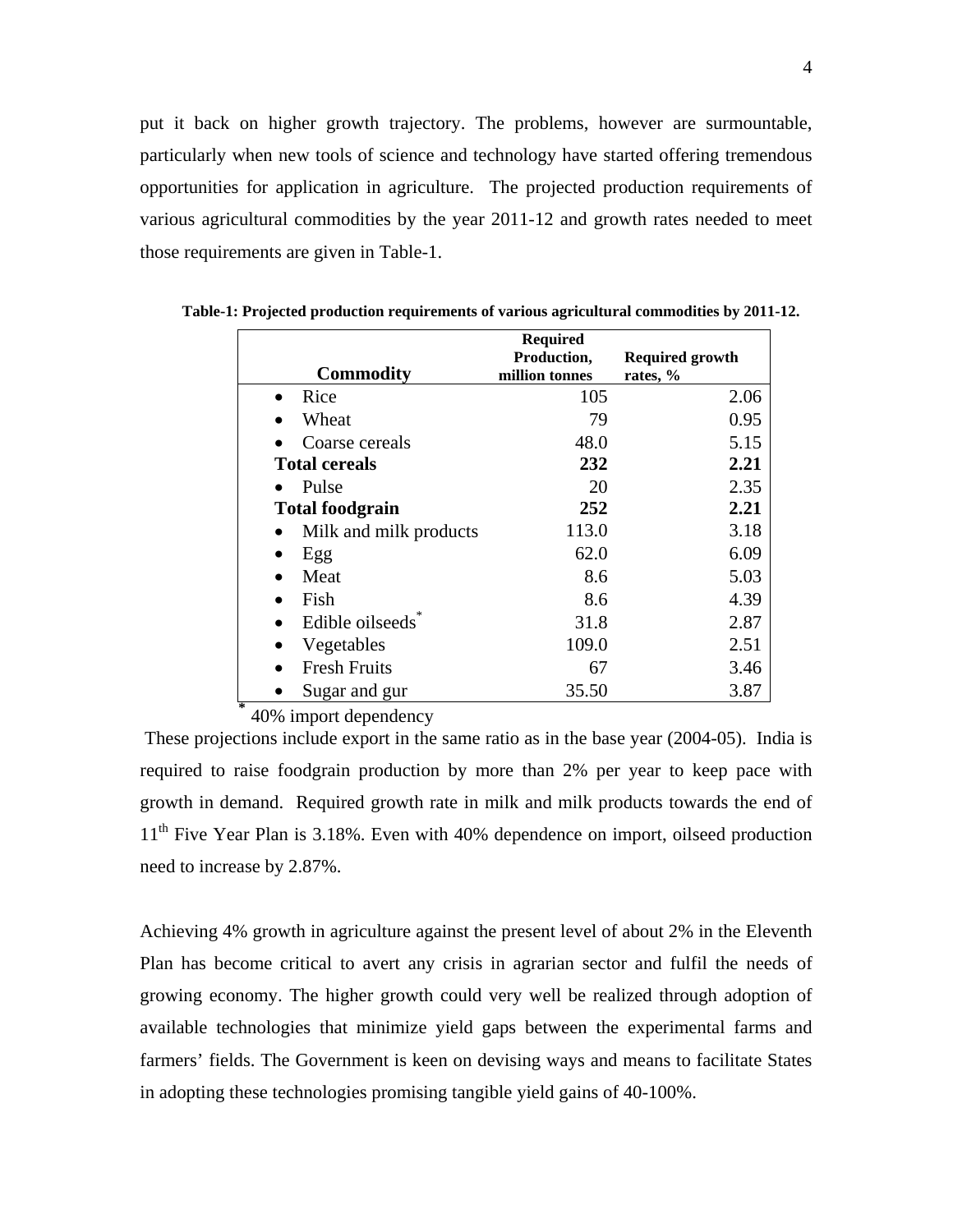put it back on higher growth trajectory. The problems, however are surmountable, particularly when new tools of science and technology have started offering tremendous opportunities for application in agriculture. The projected production requirements of various agricultural commodities by the year 2011-12 and growth rates needed to meet those requirements are given in Table-1.

**Table-1: Projected production requirements of various agricultural commodities by 2011-12.**

| Commodity | Required Production, million tonnes | Required growth rates, % |
|---|---|---|
| • Rice | 105 | 2.06 |
| • Wheat | 79 | 0.95 |
| • Coarse cereals | 48.0 | 5.15 |
| **Total cereals** | **232** | **2.21** |
| • Pulse | 20 | 2.35 |
| **Total foodgrain** | **252** | **2.21** |
| • Milk and milk products | 113.0 | 3.18 |
| • Egg | 62.0 | 6.09 |
| • Meat | 8.6 | 5.03 |
| • Fish | 8.6 | 4.39 |
| • Edible oilseeds* | 31.8 | 2.87 |
| • Vegetables | 109.0 | 2.51 |
| • Fresh Fruits | 67 | 3.46 |
| • Sugar and gur | 35.50 | 3.87 |

\* 40% import dependency

These projections include export in the same ratio as in the base year (2004-05). India is required to raise foodgrain production by more than 2% per year to keep pace with growth in demand. Required growth rate in milk and milk products towards the end of 11th Five Year Plan is 3.18%. Even with 40% dependence on import, oilseed production need to increase by 2.87%.

Achieving 4% growth in agriculture against the present level of about 2% in the Eleventh Plan has become critical to avert any crisis in agrarian sector and fulfil the needs of growing economy. The higher growth could very well be realized through adoption of available technologies that minimize yield gaps between the experimental farms and farmers' fields. The Government is keen on devising ways and means to facilitate States in adopting these technologies promising tangible yield gains of 40-100%.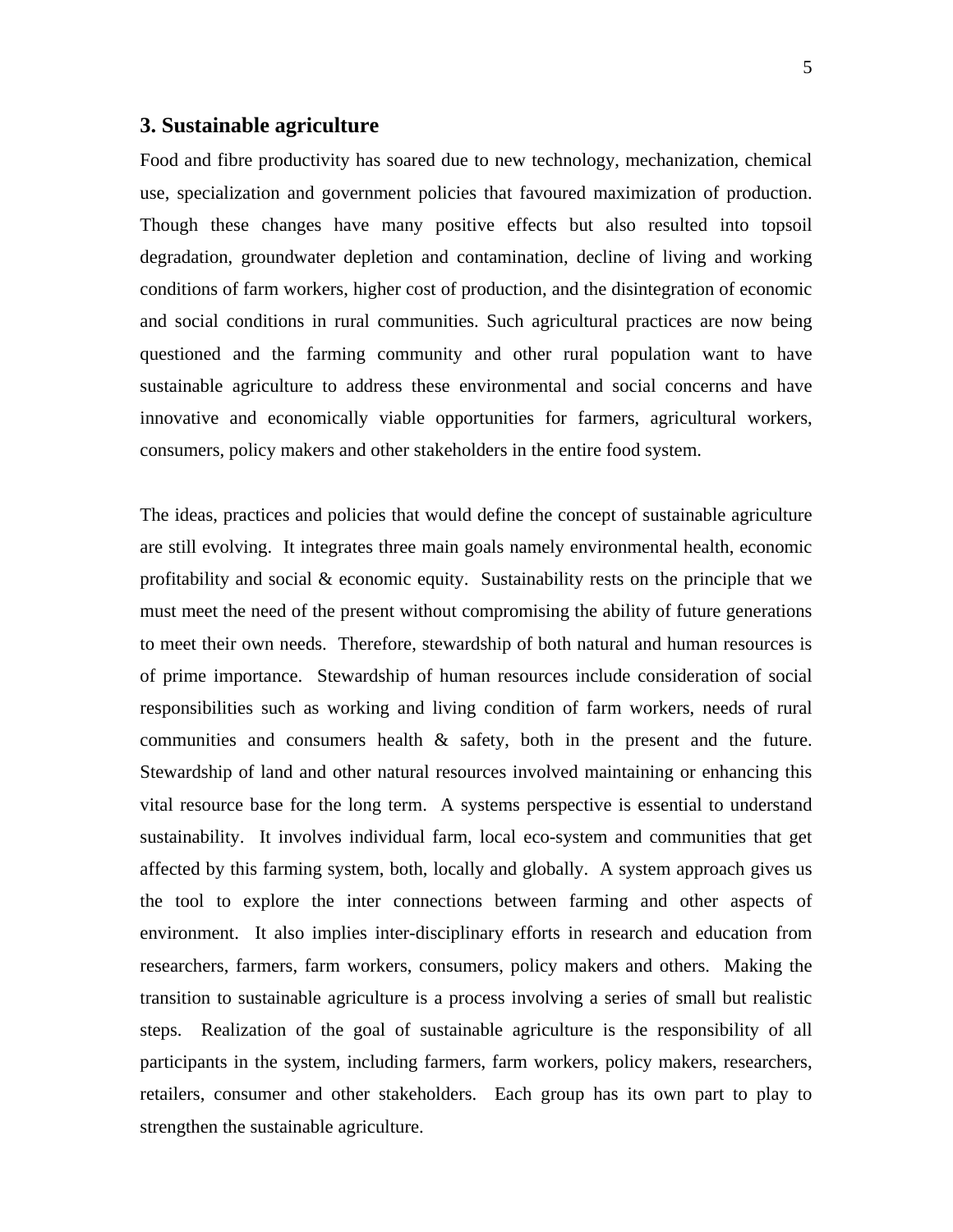## 3. Sustainable agriculture

Food and fibre productivity has soared due to new technology, mechanization, chemical use, specialization and government policies that favoured maximization of production. Though these changes have many positive effects but also resulted into topsoil degradation, groundwater depletion and contamination, decline of living and working conditions of farm workers, higher cost of production, and the disintegration of economic and social conditions in rural communities. Such agricultural practices are now being questioned and the farming community and other rural population want to have sustainable agriculture to address these environmental and social concerns and have innovative and economically viable opportunities for farmers, agricultural workers, consumers, policy makers and other stakeholders in the entire food system.

The ideas, practices and policies that would define the concept of sustainable agriculture are still evolving. It integrates three main goals namely environmental health, economic profitability and social & economic equity. Sustainability rests on the principle that we must meet the need of the present without compromising the ability of future generations to meet their own needs. Therefore, stewardship of both natural and human resources is of prime importance. Stewardship of human resources include consideration of social responsibilities such as working and living condition of farm workers, needs of rural communities and consumers health & safety, both in the present and the future. Stewardship of land and other natural resources involved maintaining or enhancing this vital resource base for the long term. A systems perspective is essential to understand sustainability. It involves individual farm, local eco-system and communities that get affected by this farming system, both, locally and globally. A system approach gives us the tool to explore the inter connections between farming and other aspects of environment. It also implies inter-disciplinary efforts in research and education from researchers, farmers, farm workers, consumers, policy makers and others. Making the transition to sustainable agriculture is a process involving a series of small but realistic steps. Realization of the goal of sustainable agriculture is the responsibility of all participants in the system, including farmers, farm workers, policy makers, researchers, retailers, consumer and other stakeholders. Each group has its own part to play to strengthen the sustainable agriculture.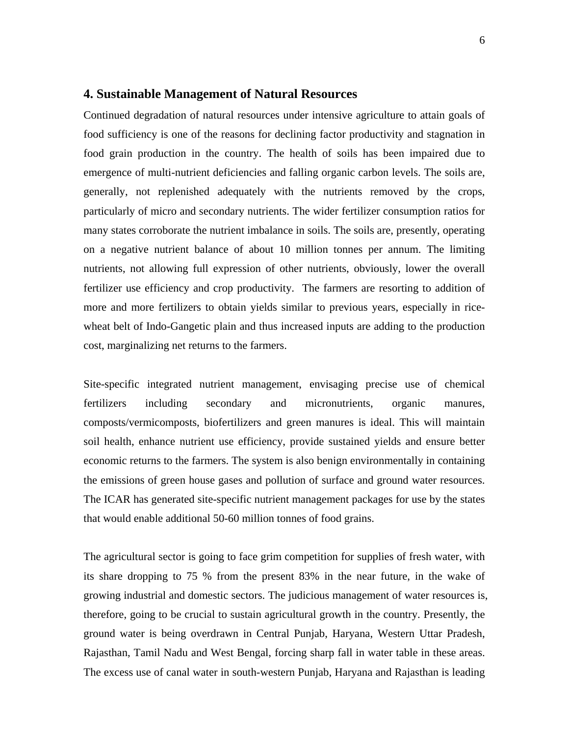## 4. Sustainable Management of Natural Resources

Continued degradation of natural resources under intensive agriculture to attain goals of food sufficiency is one of the reasons for declining factor productivity and stagnation in food grain production in the country. The health of soils has been impaired due to emergence of multi-nutrient deficiencies and falling organic carbon levels. The soils are, generally, not replenished adequately with the nutrients removed by the crops, particularly of micro and secondary nutrients. The wider fertilizer consumption ratios for many states corroborate the nutrient imbalance in soils. The soils are, presently, operating on a negative nutrient balance of about 10 million tonnes per annum. The limiting nutrients, not allowing full expression of other nutrients, obviously, lower the overall fertilizer use efficiency and crop productivity. The farmers are resorting to addition of more and more fertilizers to obtain yields similar to previous years, especially in rice-wheat belt of Indo-Gangetic plain and thus increased inputs are adding to the production cost, marginalizing net returns to the farmers.

Site-specific integrated nutrient management, envisaging precise use of chemical fertilizers including secondary and micronutrients, organic manures, composts/vermicomposts, biofertilizers and green manures is ideal. This will maintain soil health, enhance nutrient use efficiency, provide sustained yields and ensure better economic returns to the farmers. The system is also benign environmentally in containing the emissions of green house gases and pollution of surface and ground water resources. The ICAR has generated site-specific nutrient management packages for use by the states that would enable additional 50-60 million tonnes of food grains.

The agricultural sector is going to face grim competition for supplies of fresh water, with its share dropping to 75 % from the present 83% in the near future, in the wake of growing industrial and domestic sectors. The judicious management of water resources is, therefore, going to be crucial to sustain agricultural growth in the country. Presently, the ground water is being overdrawn in Central Punjab, Haryana, Western Uttar Pradesh, Rajasthan, Tamil Nadu and West Bengal, forcing sharp fall in water table in these areas. The excess use of canal water in south-western Punjab, Haryana and Rajasthan is leading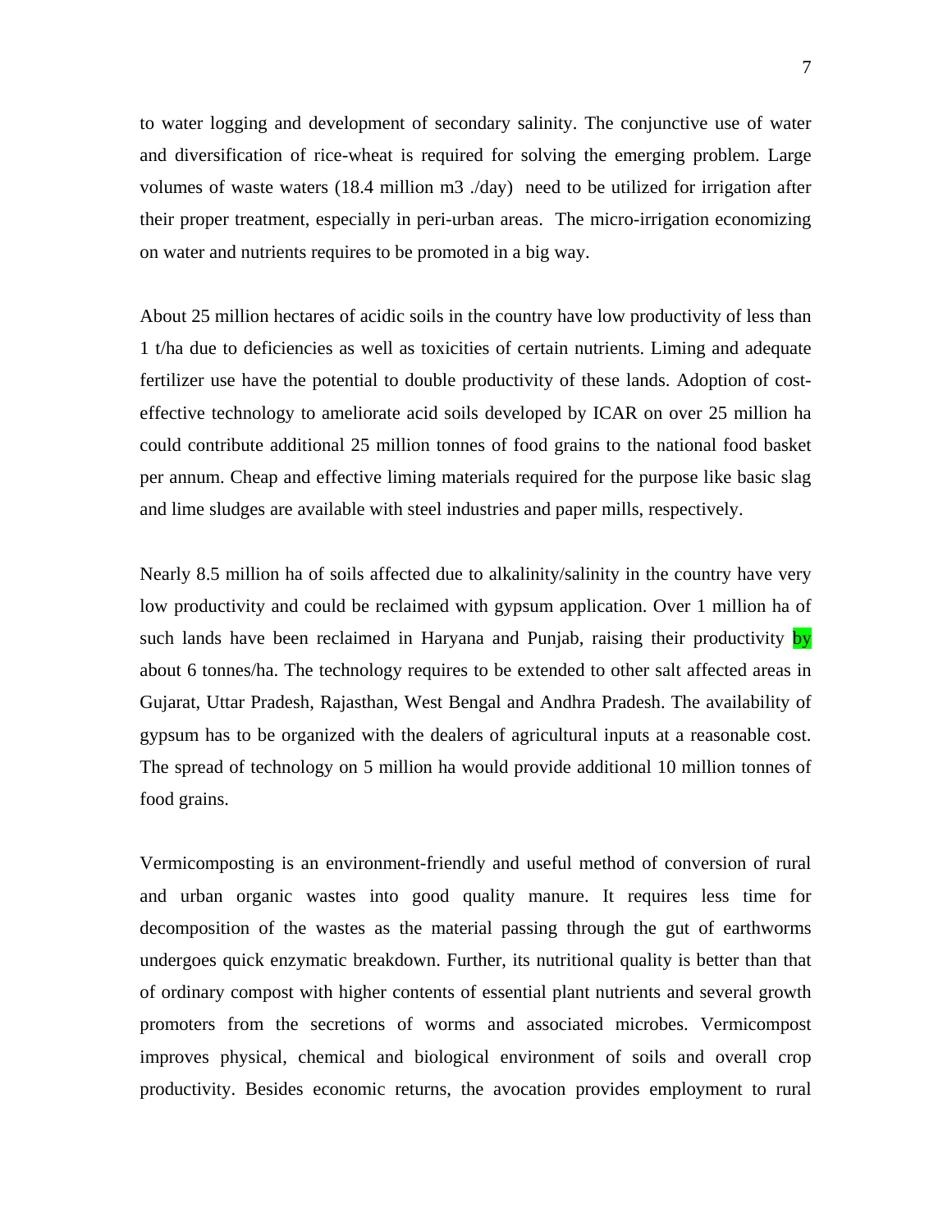to water logging and development of secondary salinity. The conjunctive use of water and diversification of rice-wheat is required for solving the emerging problem. Large volumes of waste waters (18.4 million m3 ./day) need to be utilized for irrigation after their proper treatment, especially in peri-urban areas. The micro-irrigation economizing on water and nutrients requires to be promoted in a big way.

About 25 million hectares of acidic soils in the country have low productivity of less than 1 t/ha due to deficiencies as well as toxicities of certain nutrients. Liming and adequate fertilizer use have the potential to double productivity of these lands. Adoption of cost-effective technology to ameliorate acid soils developed by ICAR on over 25 million ha could contribute additional 25 million tonnes of food grains to the national food basket per annum. Cheap and effective liming materials required for the purpose like basic slag and lime sludges are available with steel industries and paper mills, respectively.

Nearly 8.5 million ha of soils affected due to alkalinity/salinity in the country have very low productivity and could be reclaimed with gypsum application. Over 1 million ha of such lands have been reclaimed in Haryana and Punjab, raising their productivity by about 6 tonnes/ha. The technology requires to be extended to other salt affected areas in Gujarat, Uttar Pradesh, Rajasthan, West Bengal and Andhra Pradesh. The availability of gypsum has to be organized with the dealers of agricultural inputs at a reasonable cost. The spread of technology on 5 million ha would provide additional 10 million tonnes of food grains.

Vermicomposting is an environment-friendly and useful method of conversion of rural and urban organic wastes into good quality manure. It requires less time for decomposition of the wastes as the material passing through the gut of earthworms undergoes quick enzymatic breakdown. Further, its nutritional quality is better than that of ordinary compost with higher contents of essential plant nutrients and several growth promoters from the secretions of worms and associated microbes. Vermicompost improves physical, chemical and biological environment of soils and overall crop productivity. Besides economic returns, the avocation provides employment to rural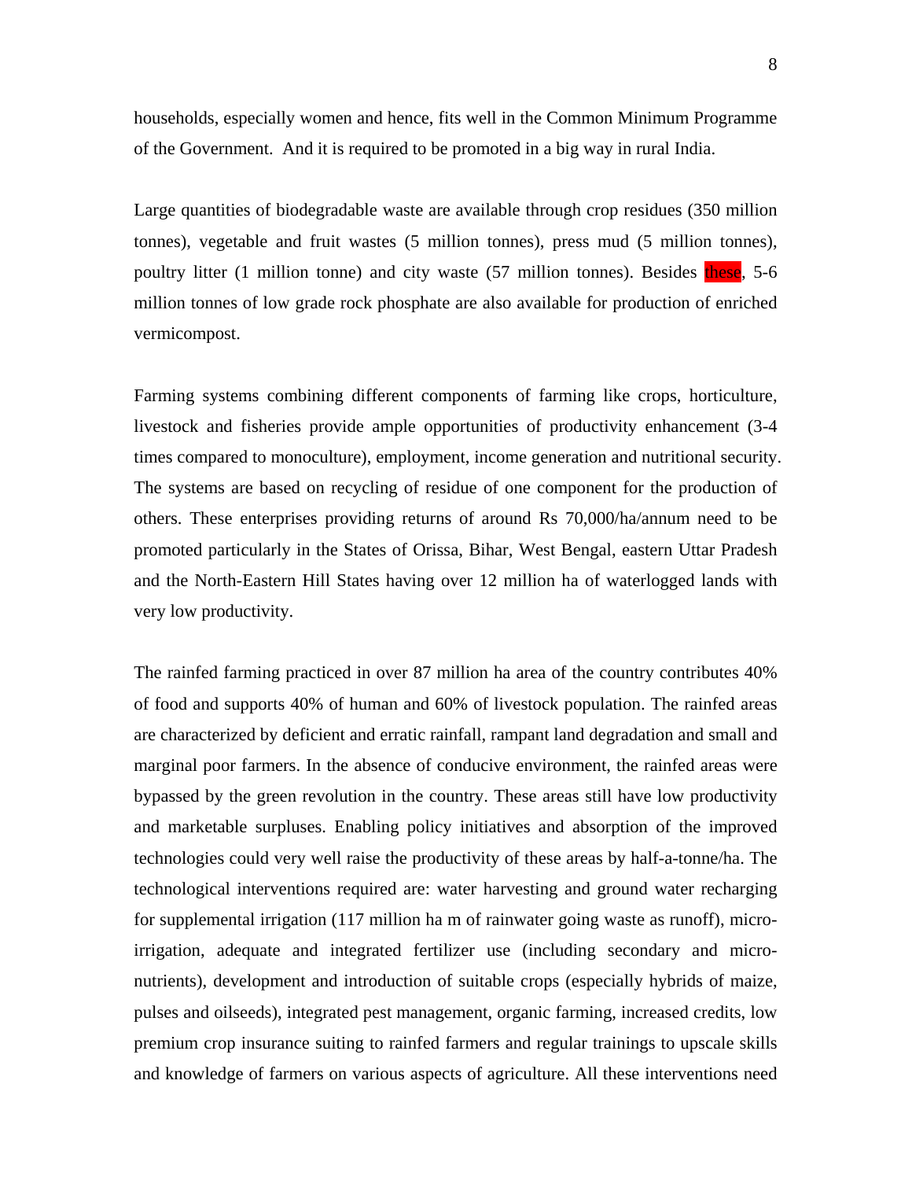households, especially women and hence, fits well in the Common Minimum Programme of the Government. And it is required to be promoted in a big way in rural India.

Large quantities of biodegradable waste are available through crop residues (350 million tonnes), vegetable and fruit wastes (5 million tonnes), press mud (5 million tonnes), poultry litter (1 million tonne) and city waste (57 million tonnes). Besides these, 5-6 million tonnes of low grade rock phosphate are also available for production of enriched vermicompost.

Farming systems combining different components of farming like crops, horticulture, livestock and fisheries provide ample opportunities of productivity enhancement (3-4 times compared to monoculture), employment, income generation and nutritional security. The systems are based on recycling of residue of one component for the production of others. These enterprises providing returns of around Rs 70,000/ha/annum need to be promoted particularly in the States of Orissa, Bihar, West Bengal, eastern Uttar Pradesh and the North-Eastern Hill States having over 12 million ha of waterlogged lands with very low productivity.

The rainfed farming practiced in over 87 million ha area of the country contributes 40% of food and supports 40% of human and 60% of livestock population. The rainfed areas are characterized by deficient and erratic rainfall, rampant land degradation and small and marginal poor farmers. In the absence of conducive environment, the rainfed areas were bypassed by the green revolution in the country. These areas still have low productivity and marketable surpluses. Enabling policy initiatives and absorption of the improved technologies could very well raise the productivity of these areas by half-a-tonne/ha. The technological interventions required are: water harvesting and ground water recharging for supplemental irrigation (117 million ha m of rainwater going waste as runoff), micro-irrigation, adequate and integrated fertilizer use (including secondary and micro-nutrients), development and introduction of suitable crops (especially hybrids of maize, pulses and oilseeds), integrated pest management, organic farming, increased credits, low premium crop insurance suiting to rainfed farmers and regular trainings to upscale skills and knowledge of farmers on various aspects of agriculture. All these interventions need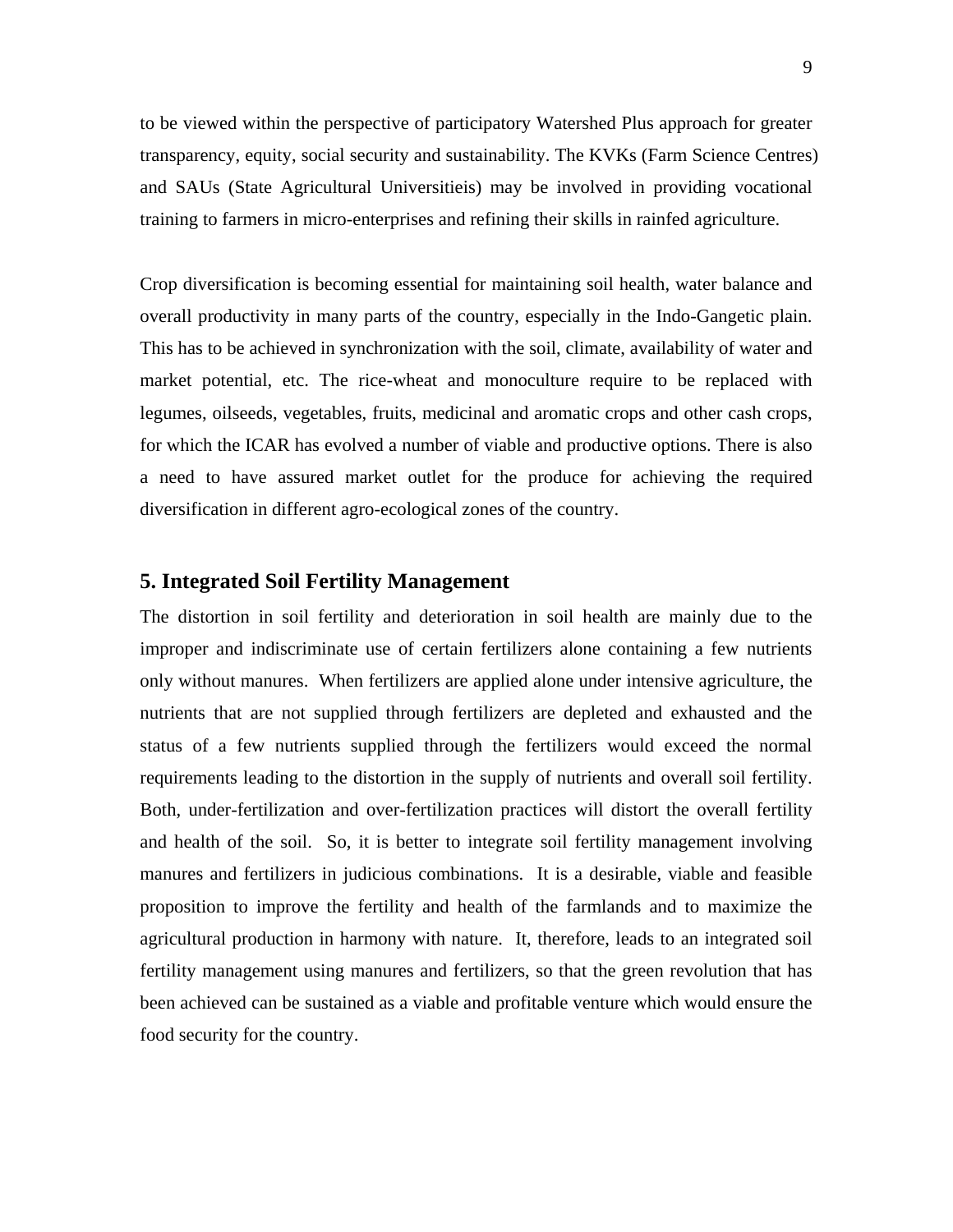to be viewed within the perspective of participatory Watershed Plus approach for greater transparency, equity, social security and sustainability. The KVKs (Farm Science Centres) and SAUs (State Agricultural Universitieis) may be involved in providing vocational training to farmers in micro-enterprises and refining their skills in rainfed agriculture.

Crop diversification is becoming essential for maintaining soil health, water balance and overall productivity in many parts of the country, especially in the Indo-Gangetic plain. This has to be achieved in synchronization with the soil, climate, availability of water and market potential, etc. The rice-wheat and monoculture require to be replaced with legumes, oilseeds, vegetables, fruits, medicinal and aromatic crops and other cash crops, for which the ICAR has evolved a number of viable and productive options. There is also a need to have assured market outlet for the produce for achieving the required diversification in different agro-ecological zones of the country.

## 5. Integrated Soil Fertility Management

The distortion in soil fertility and deterioration in soil health are mainly due to the improper and indiscriminate use of certain fertilizers alone containing a few nutrients only without manures. When fertilizers are applied alone under intensive agriculture, the nutrients that are not supplied through fertilizers are depleted and exhausted and the status of a few nutrients supplied through the fertilizers would exceed the normal requirements leading to the distortion in the supply of nutrients and overall soil fertility. Both, under-fertilization and over-fertilization practices will distort the overall fertility and health of the soil. So, it is better to integrate soil fertility management involving manures and fertilizers in judicious combinations. It is a desirable, viable and feasible proposition to improve the fertility and health of the farmlands and to maximize the agricultural production in harmony with nature. It, therefore, leads to an integrated soil fertility management using manures and fertilizers, so that the green revolution that has been achieved can be sustained as a viable and profitable venture which would ensure the food security for the country.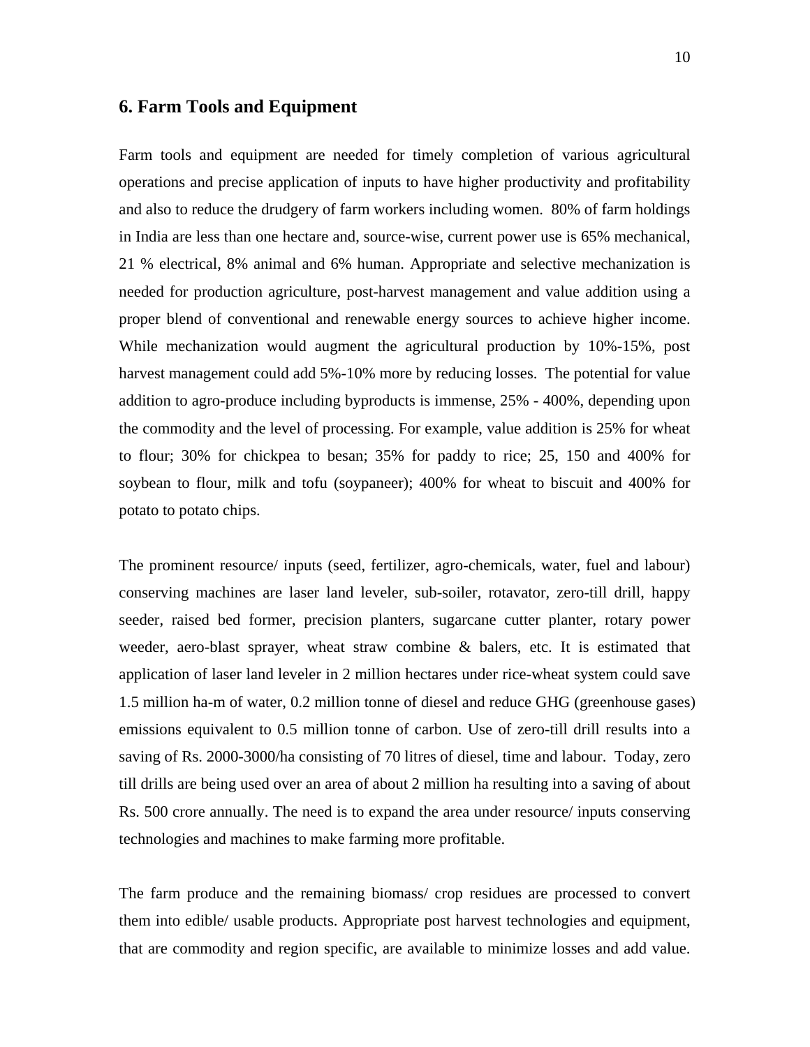## 6. Farm Tools and Equipment

Farm tools and equipment are needed for timely completion of various agricultural operations and precise application of inputs to have higher productivity and profitability and also to reduce the drudgery of farm workers including women. 80% of farm holdings in India are less than one hectare and, source-wise, current power use is 65% mechanical, 21 % electrical, 8% animal and 6% human. Appropriate and selective mechanization is needed for production agriculture, post-harvest management and value addition using a proper blend of conventional and renewable energy sources to achieve higher income. While mechanization would augment the agricultural production by 10%-15%, post harvest management could add 5%-10% more by reducing losses. The potential for value addition to agro-produce including byproducts is immense, 25% - 400%, depending upon the commodity and the level of processing. For example, value addition is 25% for wheat to flour; 30% for chickpea to besan; 35% for paddy to rice; 25, 150 and 400% for soybean to flour, milk and tofu (soypaneer); 400% for wheat to biscuit and 400% for potato to potato chips.

The prominent resource/ inputs (seed, fertilizer, agro-chemicals, water, fuel and labour) conserving machines are laser land leveler, sub-soiler, rotavator, zero-till drill, happy seeder, raised bed former, precision planters, sugarcane cutter planter, rotary power weeder, aero-blast sprayer, wheat straw combine & balers, etc. It is estimated that application of laser land leveler in 2 million hectares under rice-wheat system could save 1.5 million ha-m of water, 0.2 million tonne of diesel and reduce GHG (greenhouse gases) emissions equivalent to 0.5 million tonne of carbon. Use of zero-till drill results into a saving of Rs. 2000-3000/ha consisting of 70 litres of diesel, time and labour. Today, zero till drills are being used over an area of about 2 million ha resulting into a saving of about Rs. 500 crore annually. The need is to expand the area under resource/ inputs conserving technologies and machines to make farming more profitable.

The farm produce and the remaining biomass/ crop residues are processed to convert them into edible/ usable products. Appropriate post harvest technologies and equipment, that are commodity and region specific, are available to minimize losses and add value.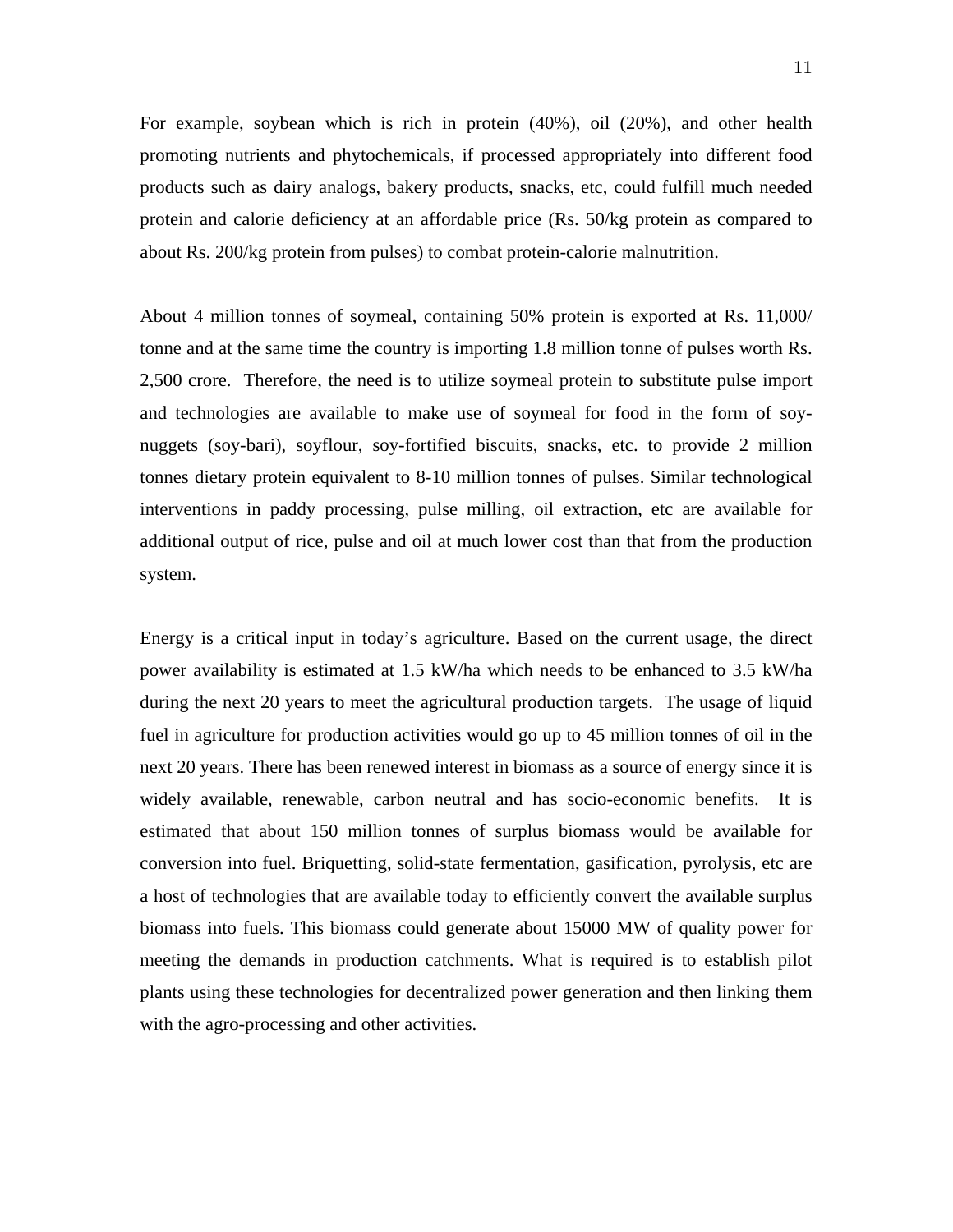For example, soybean which is rich in protein (40%), oil (20%), and other health promoting nutrients and phytochemicals, if processed appropriately into different food products such as dairy analogs, bakery products, snacks, etc, could fulfill much needed protein and calorie deficiency at an affordable price (Rs. 50/kg protein as compared to about Rs. 200/kg protein from pulses) to combat protein-calorie malnutrition.

About 4 million tonnes of soymeal, containing 50% protein is exported at Rs. 11,000/ tonne and at the same time the country is importing 1.8 million tonne of pulses worth Rs. 2,500 crore. Therefore, the need is to utilize soymeal protein to substitute pulse import and technologies are available to make use of soymeal for food in the form of soy-nuggets (soy-bari), soyflour, soy-fortified biscuits, snacks, etc. to provide 2 million tonnes dietary protein equivalent to 8-10 million tonnes of pulses. Similar technological interventions in paddy processing, pulse milling, oil extraction, etc are available for additional output of rice, pulse and oil at much lower cost than that from the production system.

Energy is a critical input in today's agriculture. Based on the current usage, the direct power availability is estimated at 1.5 kW/ha which needs to be enhanced to 3.5 kW/ha during the next 20 years to meet the agricultural production targets. The usage of liquid fuel in agriculture for production activities would go up to 45 million tonnes of oil in the next 20 years. There has been renewed interest in biomass as a source of energy since it is widely available, renewable, carbon neutral and has socio-economic benefits. It is estimated that about 150 million tonnes of surplus biomass would be available for conversion into fuel. Briquetting, solid-state fermentation, gasification, pyrolysis, etc are a host of technologies that are available today to efficiently convert the available surplus biomass into fuels. This biomass could generate about 15000 MW of quality power for meeting the demands in production catchments. What is required is to establish pilot plants using these technologies for decentralized power generation and then linking them with the agro-processing and other activities.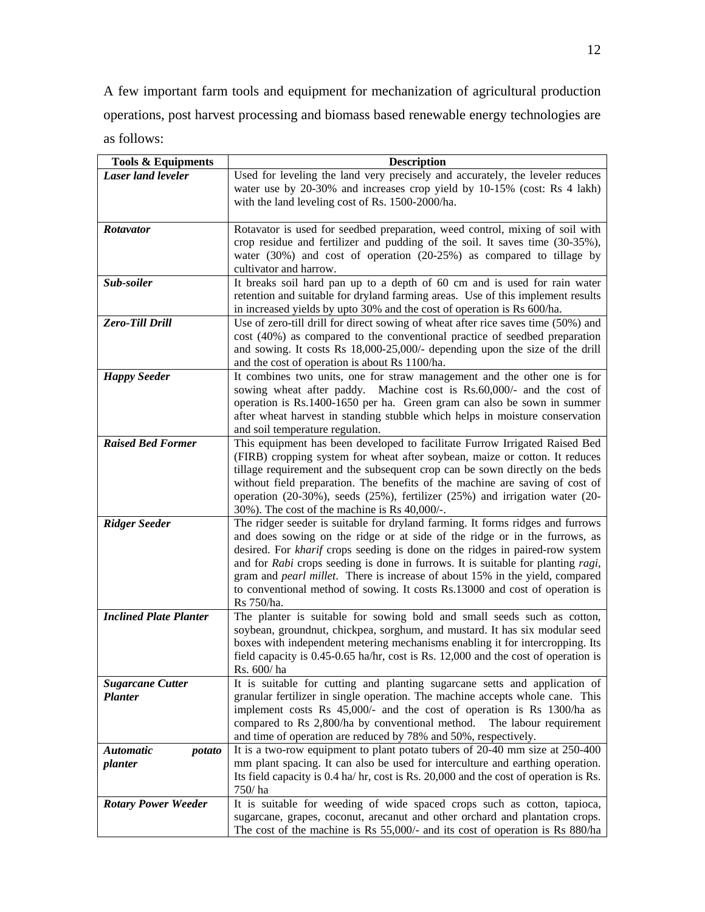A few important farm tools and equipment for mechanization of agricultural production operations, post harvest processing and biomass based renewable energy technologies are as follows:

| Tools & Equipments | Description |
|---|---|
| ***Laser land leveler*** | Used for leveling the land very precisely and accurately, the leveler reduces water use by 20-30% and increases crop yield by 10-15% (cost: Rs 4 lakh) with the land leveling cost of Rs. 1500-2000/ha. |
| ***Rotavator*** | Rotavator is used for seedbed preparation, weed control, mixing of soil with crop residue and fertilizer and pudding of the soil. It saves time (30-35%), water (30%) and cost of operation (20-25%) as compared to tillage by cultivator and harrow. |
| ***Sub-soiler*** | It breaks soil hard pan up to a depth of 60 cm and is used for rain water retention and suitable for dryland farming areas. Use of this implement results in increased yields by upto 30% and the cost of operation is Rs 600/ha. |
| ***Zero-Till Drill*** | Use of zero-till drill for direct sowing of wheat after rice saves time (50%) and cost (40%) as compared to the conventional practice of seedbed preparation and sowing. It costs Rs 18,000-25,000/- depending upon the size of the drill and the cost of operation is about Rs 1100/ha. |
| ***Happy Seeder*** | It combines two units, one for straw management and the other one is for sowing wheat after paddy. Machine cost is Rs.60,000/- and the cost of operation is Rs.1400-1650 per ha. Green gram can also be sown in summer after wheat harvest in standing stubble which helps in moisture conservation and soil temperature regulation. |
| ***Raised Bed Former*** | This equipment has been developed to facilitate Furrow Irrigated Raised Bed (FIRB) cropping system for wheat after soybean, maize or cotton. It reduces tillage requirement and the subsequent crop can be sown directly on the beds without field preparation. The benefits of the machine are saving of cost of operation (20-30%), seeds (25%), fertilizer (25%) and irrigation water (20-30%). The cost of the machine is Rs 40,000/-. |
| ***Ridger Seeder*** | The ridger seeder is suitable for dryland farming. It forms ridges and furrows and does sowing on the ridge or at side of the ridge or in the furrows, as desired. For *kharif* crops seeding is done on the ridges in paired-row system and for *Rabi* crops seeding is done in furrows. It is suitable for planting *ragi*, gram and *pearl millet*. There is increase of about 15% in the yield, compared to conventional method of sowing. It costs Rs.13000 and cost of operation is Rs 750/ha. |
| ***Inclined Plate Planter*** | The planter is suitable for sowing bold and small seeds such as cotton, soybean, groundnut, chickpea, sorghum, and mustard. It has six modular seed boxes with independent metering mechanisms enabling it for intercropping. Its field capacity is 0.45-0.65 ha/hr, cost is Rs. 12,000 and the cost of operation is Rs. 600/ ha |
| ***Sugarcane Cutter Planter*** | It is suitable for cutting and planting sugarcane setts and application of granular fertilizer in single operation. The machine accepts whole cane. This implement costs Rs 45,000/- and the cost of operation is Rs 1300/ha as compared to Rs 2,800/ha by conventional method. The labour requirement and time of operation are reduced by 78% and 50%, respectively. |
| ***Automatic potato planter*** | It is a two-row equipment to plant potato tubers of 20-40 mm size at 250-400 mm plant spacing. It can also be used for interculture and earthing operation. Its field capacity is 0.4 ha/ hr, cost is Rs. 20,000 and the cost of operation is Rs. 750/ ha |
| ***Rotary Power Weeder*** | It is suitable for weeding of wide spaced crops such as cotton, tapioca, sugarcane, grapes, coconut, arecanut and other orchard and plantation crops. The cost of the machine is Rs 55,000/- and its cost of operation is Rs 880/ha |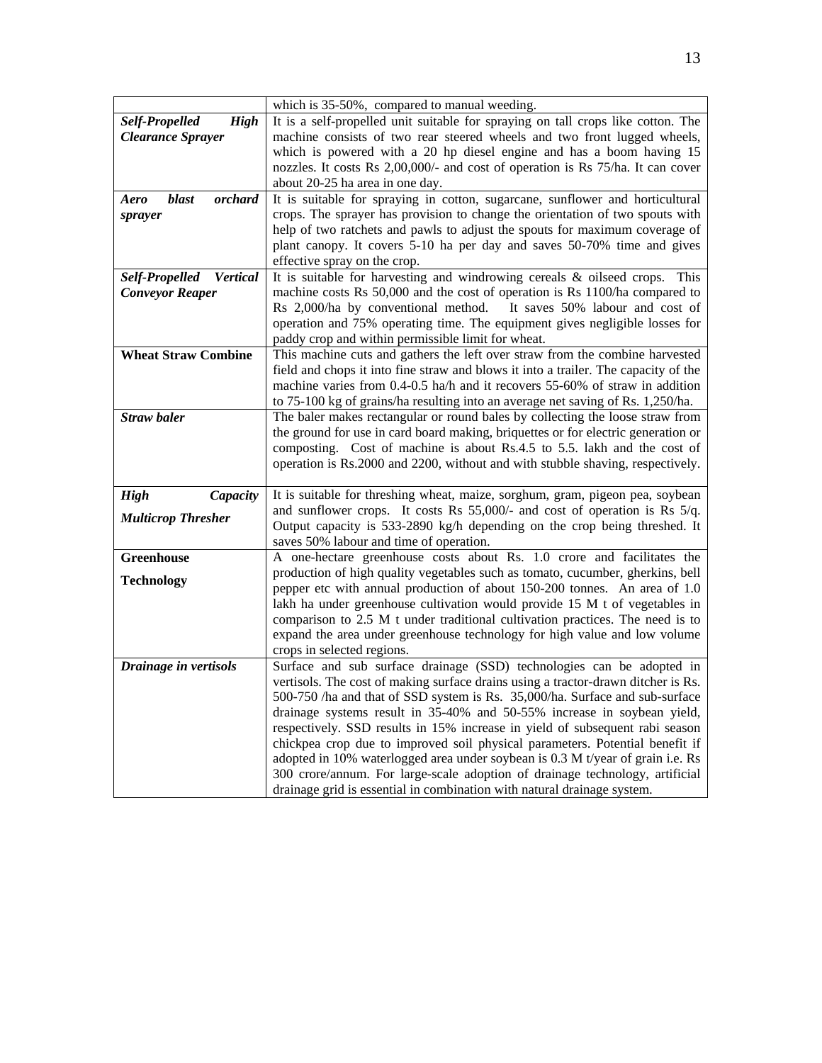| | |
|---|---|
| | which is 35-50%, compared to manual weeding. |
| ***Self-Propelled High Clearance Sprayer*** | It is a self-propelled unit suitable for spraying on tall crops like cotton. The machine consists of two rear steered wheels and two front lugged wheels, which is powered with a 20 hp diesel engine and has a boom having 15 nozzles. It costs Rs 2,00,000/- and cost of operation is Rs 75/ha. It can cover about 20-25 ha area in one day. |
| ***Aero blast orchard sprayer*** | It is suitable for spraying in cotton, sugarcane, sunflower and horticultural crops. The sprayer has provision to change the orientation of two spouts with help of two ratchets and pawls to adjust the spouts for maximum coverage of plant canopy. It covers 5-10 ha per day and saves 50-70% time and gives effective spray on the crop. |
| ***Self-Propelled Vertical Conveyor Reaper*** | It is suitable for harvesting and windrowing cereals & oilseed crops. This machine costs Rs 50,000 and the cost of operation is Rs 1100/ha compared to Rs 2,000/ha by conventional method. It saves 50% labour and cost of operation and 75% operating time. The equipment gives negligible losses for paddy crop and within permissible limit for wheat. |
| **Wheat Straw Combine** | This machine cuts and gathers the left over straw from the combine harvested field and chops it into fine straw and blows it into a trailer. The capacity of the machine varies from 0.4-0.5 ha/h and it recovers 55-60% of straw in addition to 75-100 kg of grains/ha resulting into an average net saving of Rs. 1,250/ha. |
| ***Straw baler*** | The baler makes rectangular or round bales by collecting the loose straw from the ground for use in card board making, briquettes or for electric generation or composting. Cost of machine is about Rs.4.5 to 5.5. lakh and the cost of operation is Rs.2000 and 2200, without and with stubble shaving, respectively. |
| ***High Capacity Multicrop Thresher*** | It is suitable for threshing wheat, maize, sorghum, gram, pigeon pea, soybean and sunflower crops. It costs Rs 55,000/- and cost of operation is Rs 5/q. Output capacity is 533-2890 kg/h depending on the crop being threshed. It saves 50% labour and time of operation. |
| **Greenhouse Technology** | A one-hectare greenhouse costs about Rs. 1.0 crore and facilitates the production of high quality vegetables such as tomato, cucumber, gherkins, bell pepper etc with annual production of about 150-200 tonnes. An area of 1.0 lakh ha under greenhouse cultivation would provide 15 M t of vegetables in comparison to 2.5 M t under traditional cultivation practices. The need is to expand the area under greenhouse technology for high value and low volume crops in selected regions. |
| ***Drainage in vertisols*** | Surface and sub surface drainage (SSD) technologies can be adopted in vertisols. The cost of making surface drains using a tractor-drawn ditcher is Rs. 500-750 /ha and that of SSD system is Rs. 35,000/ha. Surface and sub-surface drainage systems result in 35-40% and 50-55% increase in soybean yield, respectively. SSD results in 15% increase in yield of subsequent rabi season chickpea crop due to improved soil physical parameters. Potential benefit if adopted in 10% waterlogged area under soybean is 0.3 M t/year of grain i.e. Rs 300 crore/annum. For large-scale adoption of drainage technology, artificial drainage grid is essential in combination with natural drainage system. |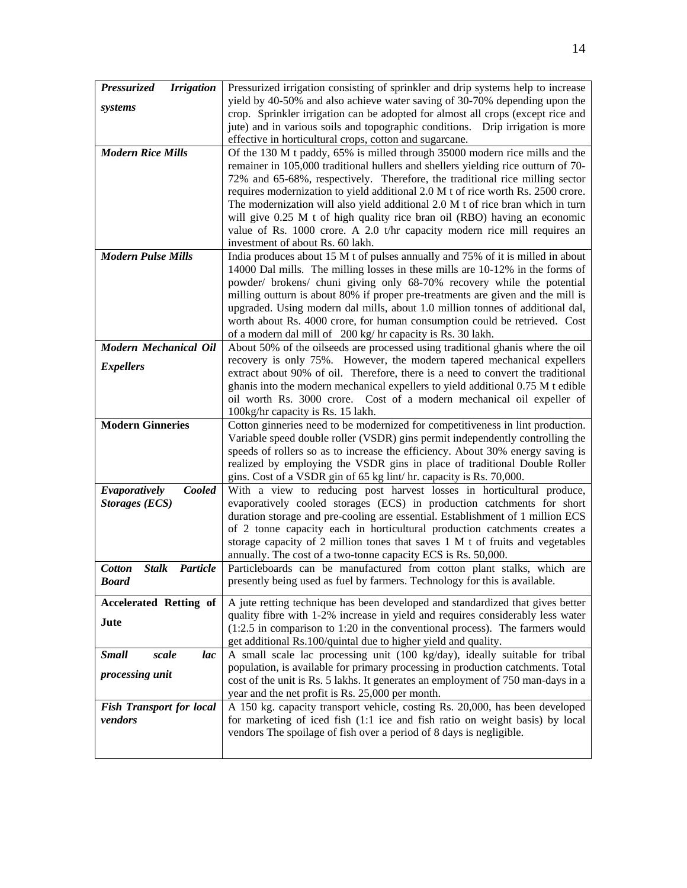| | |
|---|---|
| ***Pressurized Irrigation systems*** | Pressurized irrigation consisting of sprinkler and drip systems help to increase yield by 40-50% and also achieve water saving of 30-70% depending upon the crop. Sprinkler irrigation can be adopted for almost all crops (except rice and jute) and in various soils and topographic conditions. Drip irrigation is more effective in horticultural crops, cotton and sugarcane. |
| ***Modern Rice Mills*** | Of the 130 M t paddy, 65% is milled through 35000 modern rice mills and the remainer in 105,000 traditional hullers and shellers yielding rice outturn of 70-72% and 65-68%, respectively. Therefore, the traditional rice milling sector requires modernization to yield additional 2.0 M t of rice worth Rs. 2500 crore. The modernization will also yield additional 2.0 M t of rice bran which in turn will give 0.25 M t of high quality rice bran oil (RBO) having an economic value of Rs. 1000 crore. A 2.0 t/hr capacity modern rice mill requires an investment of about Rs. 60 lakh. |
| ***Modern Pulse Mills*** | India produces about 15 M t of pulses annually and 75% of it is milled in about 14000 Dal mills. The milling losses in these mills are 10-12% in the forms of powder/ brokens/ chuni giving only 68-70% recovery while the potential milling outturn is about 80% if proper pre-treatments are given and the mill is upgraded. Using modern dal mills, about 1.0 million tonnes of additional dal, worth about Rs. 4000 crore, for human consumption could be retrieved. Cost of a modern dal mill of 200 kg/ hr capacity is Rs. 30 lakh. |
| ***Modern Mechanical Oil Expellers*** | About 50% of the oilseeds are processed using traditional ghanis where the oil recovery is only 75%. However, the modern tapered mechanical expellers extract about 90% of oil. Therefore, there is a need to convert the traditional ghanis into the modern mechanical expellers to yield additional 0.75 M t edible oil worth Rs. 3000 crore. Cost of a modern mechanical oil expeller of 100kg/hr capacity is Rs. 15 lakh. |
| **Modern Ginneries** | Cotton ginneries need to be modernized for competitiveness in lint production. Variable speed double roller (VSDR) gins permit independently controlling the speeds of rollers so as to increase the efficiency. About 30% energy saving is realized by employing the VSDR gins in place of traditional Double Roller gins. Cost of a VSDR gin of 65 kg lint/ hr. capacity is Rs. 70,000. |
| ***Evaporatively Cooled Storages (ECS)*** | With a view to reducing post harvest losses in horticultural produce, evaporatively cooled storages (ECS) in production catchments for short duration storage and pre-cooling are essential. Establishment of 1 million ECS of 2 tonne capacity each in horticultural production catchments creates a storage capacity of 2 million tones that saves 1 M t of fruits and vegetables annually. The cost of a two-tonne capacity ECS is Rs. 50,000. |
| ***Cotton Stalk Particle Board*** | Particleboards can be manufactured from cotton plant stalks, which are presently being used as fuel by farmers. Technology for this is available. |
| **Accelerated Retting of Jute** | A jute retting technique has been developed and standardized that gives better quality fibre with 1-2% increase in yield and requires considerably less water (1:2.5 in comparison to 1:20 in the conventional process). The farmers would get additional Rs.100/quintal due to higher yield and quality. |
| ***Small scale lac processing unit*** | A small scale lac processing unit (100 kg/day), ideally suitable for tribal population, is available for primary processing in production catchments. Total cost of the unit is Rs. 5 lakhs. It generates an employment of 750 man-days in a year and the net profit is Rs. 25,000 per month. |
| ***Fish Transport for local vendors*** | A 150 kg. capacity transport vehicle, costing Rs. 20,000, has been developed for marketing of iced fish (1:1 ice and fish ratio on weight basis) by local vendors The spoilage of fish over a period of 8 days is negligible. |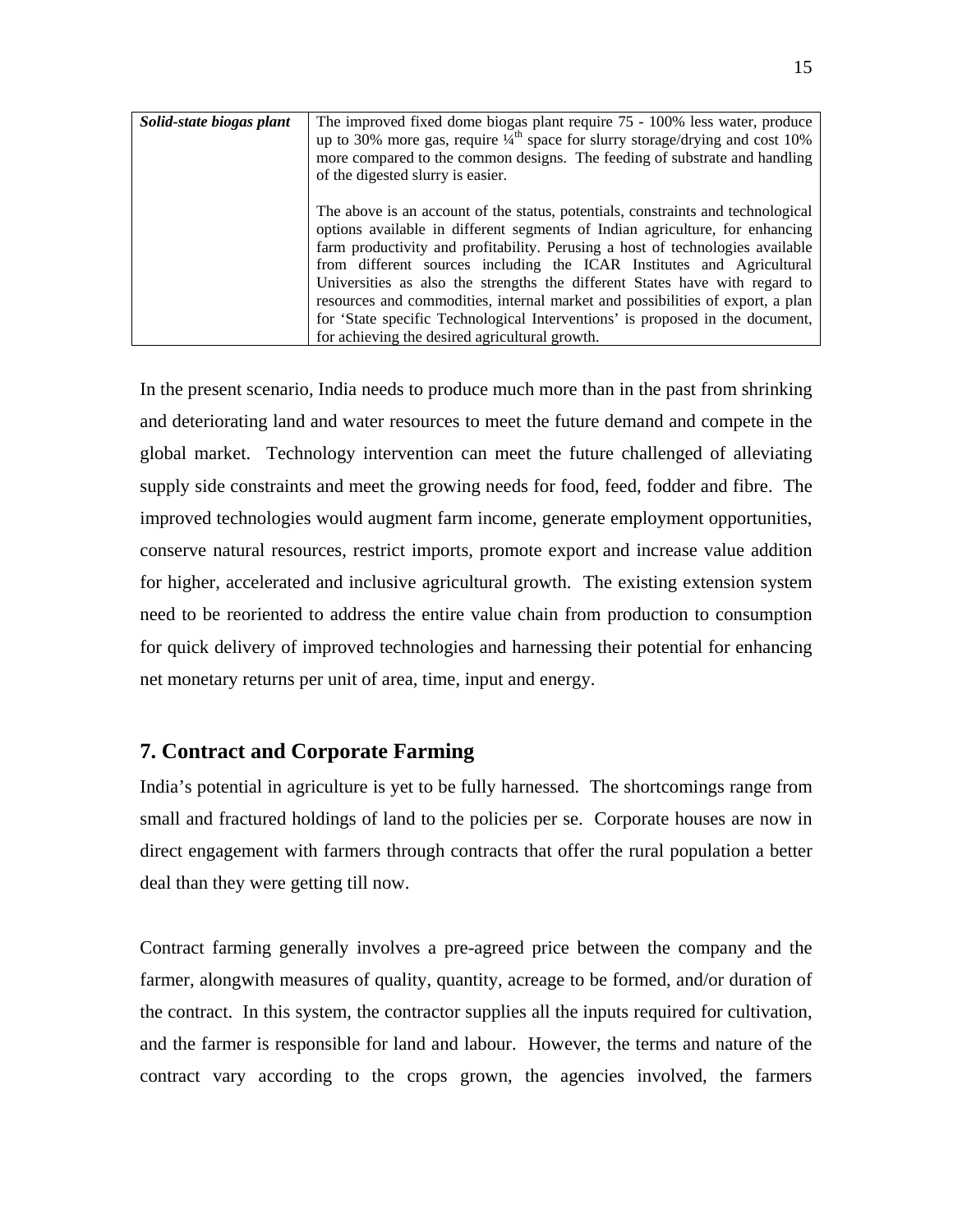| *Solid-state biogas plant* | The improved fixed dome biogas plant require 75 - 100% less water, produce up to 30% more gas, require ¼$^{th}$ space for slurry storage/drying and cost 10% more compared to the common designs. The feeding of substrate and handling of the digested slurry is easier.<br><br>The above is an account of the status, potentials, constraints and technological options available in different segments of Indian agriculture, for enhancing farm productivity and profitability. Perusing a host of technologies available from different sources including the ICAR Institutes and Agricultural Universities as also the strengths the different States have with regard to resources and commodities, internal market and possibilities of export, a plan for 'State specific Technological Interventions' is proposed in the document, for achieving the desired agricultural growth. |
|---|---|

In the present scenario, India needs to produce much more than in the past from shrinking and deteriorating land and water resources to meet the future demand and compete in the global market. Technology intervention can meet the future challenged of alleviating supply side constraints and meet the growing needs for food, feed, fodder and fibre. The improved technologies would augment farm income, generate employment opportunities, conserve natural resources, restrict imports, promote export and increase value addition for higher, accelerated and inclusive agricultural growth. The existing extension system need to be reoriented to address the entire value chain from production to consumption for quick delivery of improved technologies and harnessing their potential for enhancing net monetary returns per unit of area, time, input and energy.

## 7. Contract and Corporate Farming

India's potential in agriculture is yet to be fully harnessed. The shortcomings range from small and fractured holdings of land to the policies per se. Corporate houses are now in direct engagement with farmers through contracts that offer the rural population a better deal than they were getting till now.

Contract farming generally involves a pre-agreed price between the company and the farmer, alongwith measures of quality, quantity, acreage to be formed, and/or duration of the contract. In this system, the contractor supplies all the inputs required for cultivation, and the farmer is responsible for land and labour. However, the terms and nature of the contract vary according to the crops grown, the agencies involved, the farmers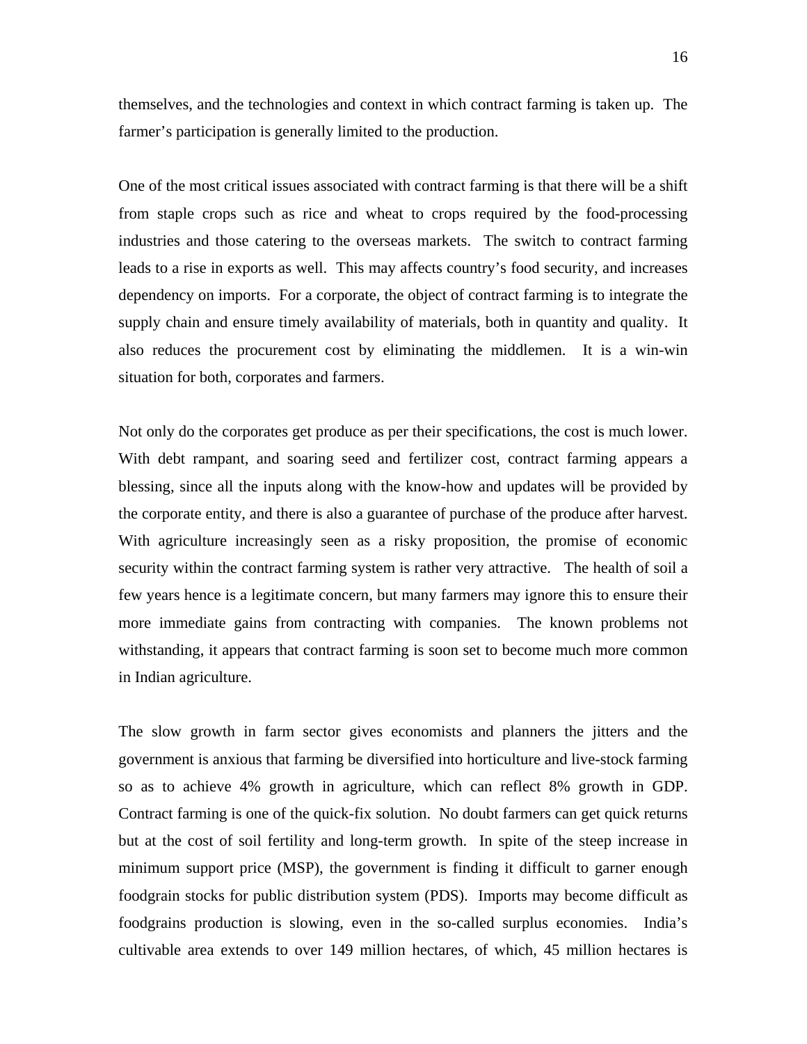themselves, and the technologies and context in which contract farming is taken up. The farmer's participation is generally limited to the production.

One of the most critical issues associated with contract farming is that there will be a shift from staple crops such as rice and wheat to crops required by the food-processing industries and those catering to the overseas markets. The switch to contract farming leads to a rise in exports as well. This may affects country's food security, and increases dependency on imports. For a corporate, the object of contract farming is to integrate the supply chain and ensure timely availability of materials, both in quantity and quality. It also reduces the procurement cost by eliminating the middlemen. It is a win-win situation for both, corporates and farmers.

Not only do the corporates get produce as per their specifications, the cost is much lower. With debt rampant, and soaring seed and fertilizer cost, contract farming appears a blessing, since all the inputs along with the know-how and updates will be provided by the corporate entity, and there is also a guarantee of purchase of the produce after harvest. With agriculture increasingly seen as a risky proposition, the promise of economic security within the contract farming system is rather very attractive. The health of soil a few years hence is a legitimate concern, but many farmers may ignore this to ensure their more immediate gains from contracting with companies. The known problems not withstanding, it appears that contract farming is soon set to become much more common in Indian agriculture.

The slow growth in farm sector gives economists and planners the jitters and the government is anxious that farming be diversified into horticulture and live-stock farming so as to achieve 4% growth in agriculture, which can reflect 8% growth in GDP. Contract farming is one of the quick-fix solution. No doubt farmers can get quick returns but at the cost of soil fertility and long-term growth. In spite of the steep increase in minimum support price (MSP), the government is finding it difficult to garner enough foodgrain stocks for public distribution system (PDS). Imports may become difficult as foodgrains production is slowing, even in the so-called surplus economies. India's cultivable area extends to over 149 million hectares, of which, 45 million hectares is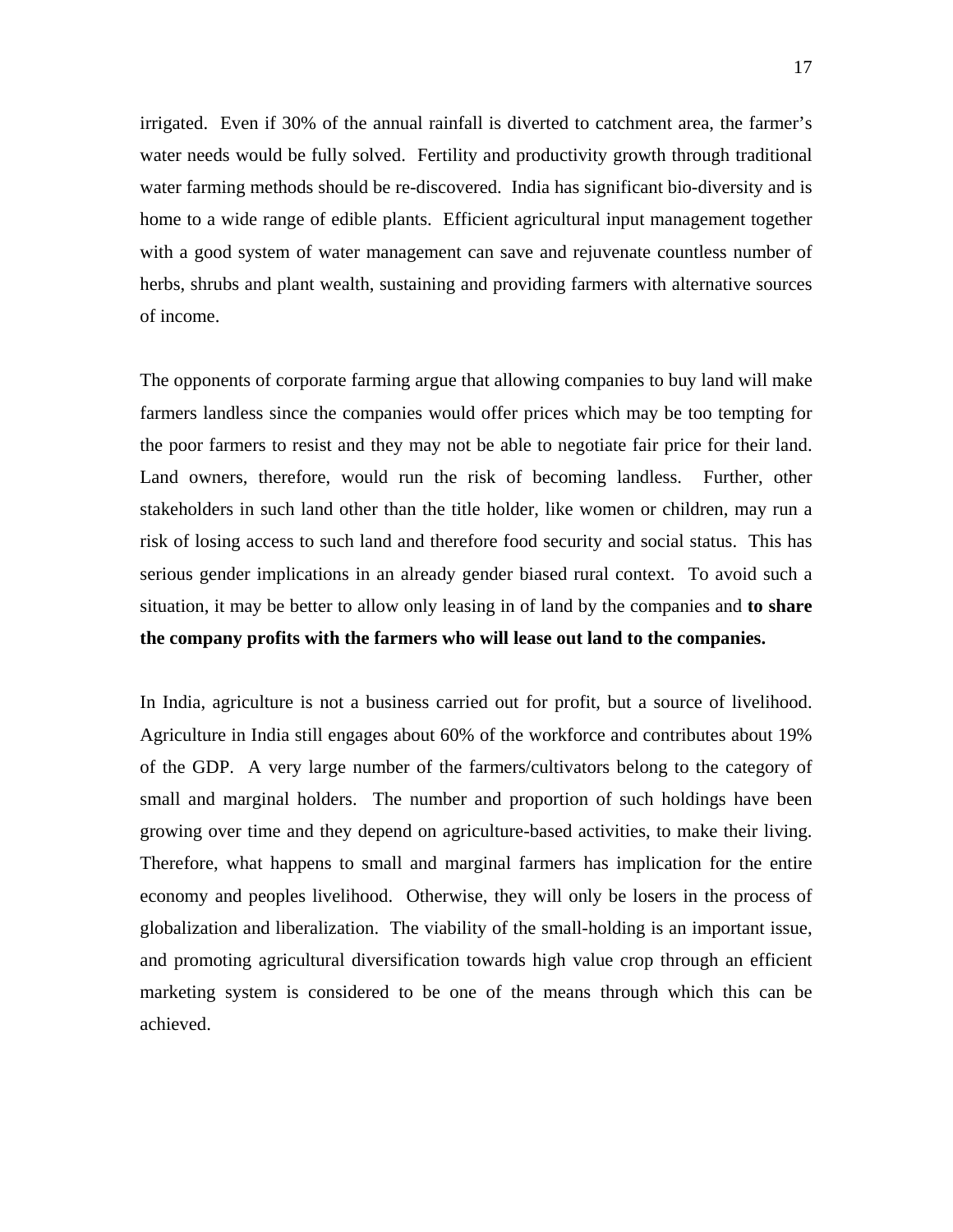irrigated. Even if 30% of the annual rainfall is diverted to catchment area, the farmer's water needs would be fully solved. Fertility and productivity growth through traditional water farming methods should be re-discovered. India has significant bio-diversity and is home to a wide range of edible plants. Efficient agricultural input management together with a good system of water management can save and rejuvenate countless number of herbs, shrubs and plant wealth, sustaining and providing farmers with alternative sources of income.

The opponents of corporate farming argue that allowing companies to buy land will make farmers landless since the companies would offer prices which may be too tempting for the poor farmers to resist and they may not be able to negotiate fair price for their land. Land owners, therefore, would run the risk of becoming landless. Further, other stakeholders in such land other than the title holder, like women or children, may run a risk of losing access to such land and therefore food security and social status. This has serious gender implications in an already gender biased rural context. To avoid such a situation, it may be better to allow only leasing in of land by the companies and **to share the company profits with the farmers who will lease out land to the companies.**

In India, agriculture is not a business carried out for profit, but a source of livelihood. Agriculture in India still engages about 60% of the workforce and contributes about 19% of the GDP. A very large number of the farmers/cultivators belong to the category of small and marginal holders. The number and proportion of such holdings have been growing over time and they depend on agriculture-based activities, to make their living. Therefore, what happens to small and marginal farmers has implication for the entire economy and peoples livelihood. Otherwise, they will only be losers in the process of globalization and liberalization. The viability of the small-holding is an important issue, and promoting agricultural diversification towards high value crop through an efficient marketing system is considered to be one of the means through which this can be achieved.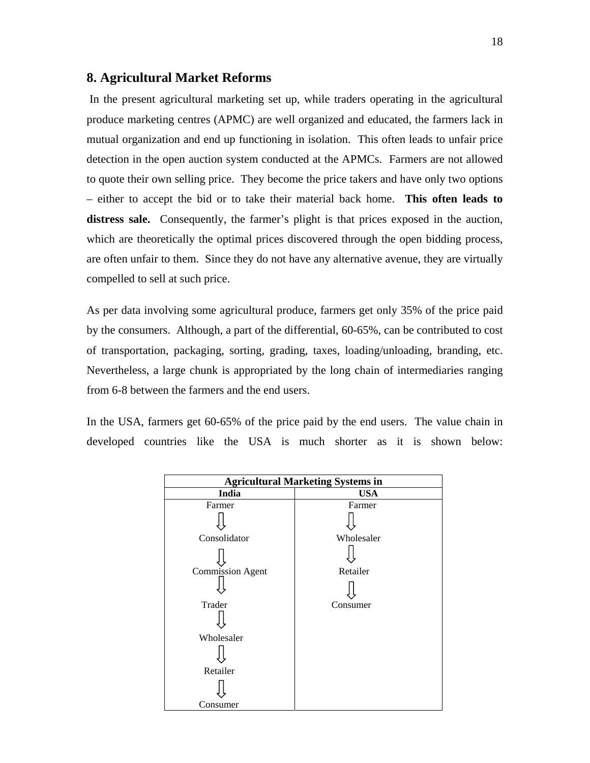## 8. Agricultural Market Reforms

In the present agricultural marketing set up, while traders operating in the agricultural produce marketing centres (APMC) are well organized and educated, the farmers lack in mutual organization and end up functioning in isolation. This often leads to unfair price detection in the open auction system conducted at the APMCs. Farmers are not allowed to quote their own selling price. They become the price takers and have only two options – either to accept the bid or to take their material back home. **This often leads to distress sale.** Consequently, the farmer's plight is that prices exposed in the auction, which are theoretically the optimal prices discovered through the open bidding process, are often unfair to them. Since they do not have any alternative avenue, they are virtually compelled to sell at such price.

As per data involving some agricultural produce, farmers get only 35% of the price paid by the consumers. Although, a part of the differential, 60-65%, can be contributed to cost of transportation, packaging, sorting, grading, taxes, loading/unloading, branding, etc. Nevertheless, a large chunk is appropriated by the long chain of intermediaries ranging from 6-8 between the farmers and the end users.

In the USA, farmers get 60-65% of the price paid by the end users. The value chain in developed countries like the USA is much shorter as it is shown below:

| **Agricultural Marketing Systems in** | |
|---|---|
| **India** | **USA** |
| Farmer | Farmer |
| ⇩ | ⇩ |
| Consolidator | Wholesaler |
| ⇩ | ⇩ |
| Commission Agent | Retailer |
| ⇩ | ⇩ |
| Trader | Consumer |
| ⇩ | |
| Wholesaler | |
| ⇩ | |
| Retailer | |
| ⇩ | |
| Consumer | |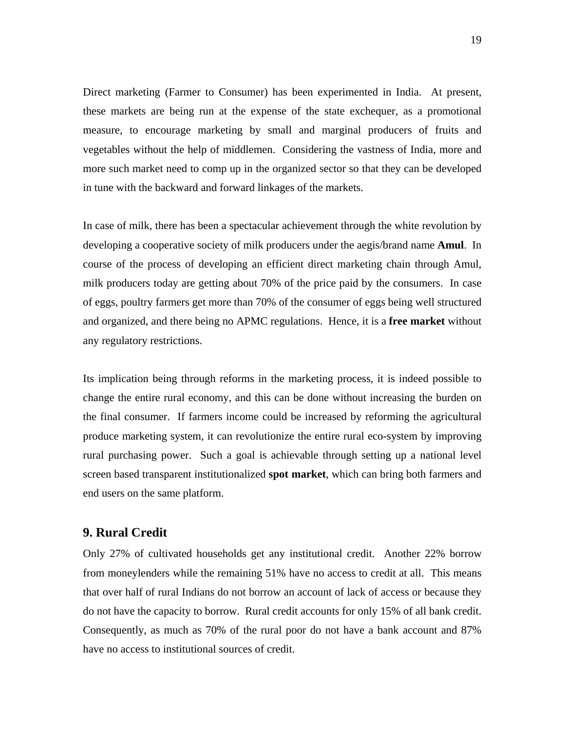Direct marketing (Farmer to Consumer) has been experimented in India. At present, these markets are being run at the expense of the state exchequer, as a promotional measure, to encourage marketing by small and marginal producers of fruits and vegetables without the help of middlemen. Considering the vastness of India, more and more such market need to comp up in the organized sector so that they can be developed in tune with the backward and forward linkages of the markets.

In case of milk, there has been a spectacular achievement through the white revolution by developing a cooperative society of milk producers under the aegis/brand name **Amul**. In course of the process of developing an efficient direct marketing chain through Amul, milk producers today are getting about 70% of the price paid by the consumers. In case of eggs, poultry farmers get more than 70% of the consumer of eggs being well structured and organized, and there being no APMC regulations. Hence, it is a **free market** without any regulatory restrictions.

Its implication being through reforms in the marketing process, it is indeed possible to change the entire rural economy, and this can be done without increasing the burden on the final consumer. If farmers income could be increased by reforming the agricultural produce marketing system, it can revolutionize the entire rural eco-system by improving rural purchasing power. Such a goal is achievable through setting up a national level screen based transparent institutionalized **spot market**, which can bring both farmers and end users on the same platform.

## 9. Rural Credit

Only 27% of cultivated households get any institutional credit. Another 22% borrow from moneylenders while the remaining 51% have no access to credit at all. This means that over half of rural Indians do not borrow an account of lack of access or because they do not have the capacity to borrow. Rural credit accounts for only 15% of all bank credit. Consequently, as much as 70% of the rural poor do not have a bank account and 87% have no access to institutional sources of credit.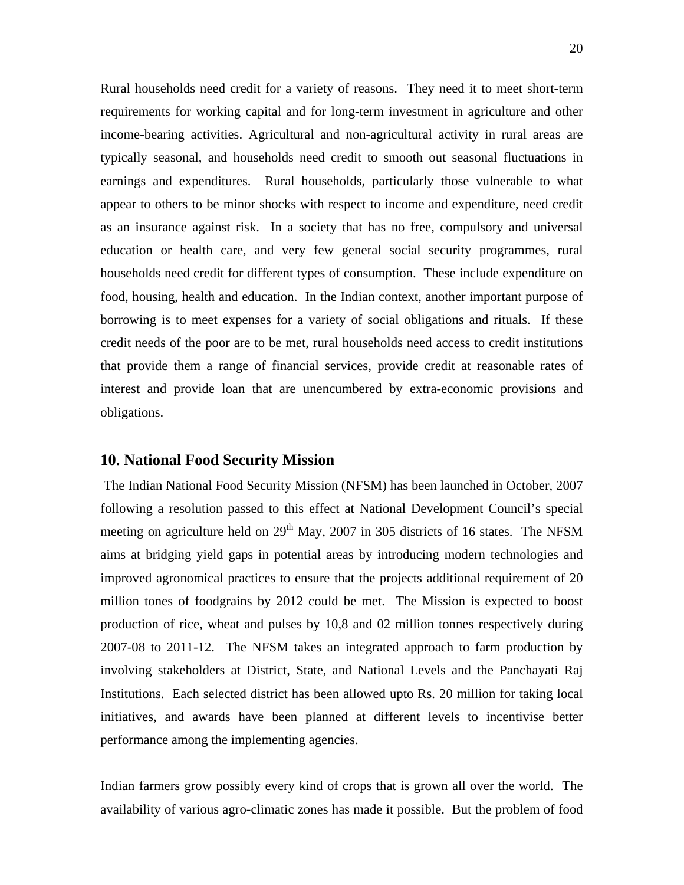Rural households need credit for a variety of reasons. They need it to meet short-term requirements for working capital and for long-term investment in agriculture and other income-bearing activities. Agricultural and non-agricultural activity in rural areas are typically seasonal, and households need credit to smooth out seasonal fluctuations in earnings and expenditures. Rural households, particularly those vulnerable to what appear to others to be minor shocks with respect to income and expenditure, need credit as an insurance against risk. In a society that has no free, compulsory and universal education or health care, and very few general social security programmes, rural households need credit for different types of consumption. These include expenditure on food, housing, health and education. In the Indian context, another important purpose of borrowing is to meet expenses for a variety of social obligations and rituals. If these credit needs of the poor are to be met, rural households need access to credit institutions that provide them a range of financial services, provide credit at reasonable rates of interest and provide loan that are unencumbered by extra-economic provisions and obligations.

## 10. National Food Security Mission

The Indian National Food Security Mission (NFSM) has been launched in October, 2007 following a resolution passed to this effect at National Development Council's special meeting on agriculture held on 29th May, 2007 in 305 districts of 16 states. The NFSM aims at bridging yield gaps in potential areas by introducing modern technologies and improved agronomical practices to ensure that the projects additional requirement of 20 million tones of foodgrains by 2012 could be met. The Mission is expected to boost production of rice, wheat and pulses by 10,8 and 02 million tonnes respectively during 2007-08 to 2011-12. The NFSM takes an integrated approach to farm production by involving stakeholders at District, State, and National Levels and the Panchayati Raj Institutions. Each selected district has been allowed upto Rs. 20 million for taking local initiatives, and awards have been planned at different levels to incentivise better performance among the implementing agencies.

Indian farmers grow possibly every kind of crops that is grown all over the world. The availability of various agro-climatic zones has made it possible. But the problem of food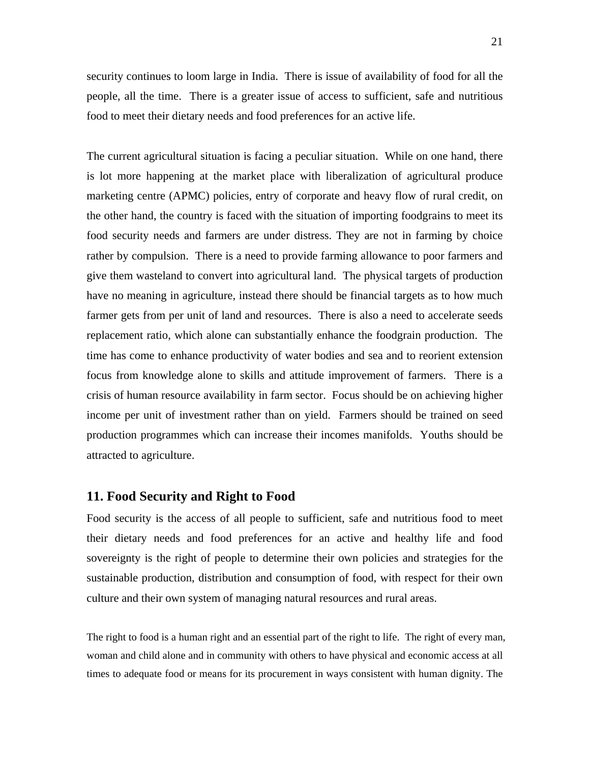security continues to loom large in India. There is issue of availability of food for all the people, all the time. There is a greater issue of access to sufficient, safe and nutritious food to meet their dietary needs and food preferences for an active life.

The current agricultural situation is facing a peculiar situation. While on one hand, there is lot more happening at the market place with liberalization of agricultural produce marketing centre (APMC) policies, entry of corporate and heavy flow of rural credit, on the other hand, the country is faced with the situation of importing foodgrains to meet its food security needs and farmers are under distress. They are not in farming by choice rather by compulsion. There is a need to provide farming allowance to poor farmers and give them wasteland to convert into agricultural land. The physical targets of production have no meaning in agriculture, instead there should be financial targets as to how much farmer gets from per unit of land and resources. There is also a need to accelerate seeds replacement ratio, which alone can substantially enhance the foodgrain production. The time has come to enhance productivity of water bodies and sea and to reorient extension focus from knowledge alone to skills and attitude improvement of farmers. There is a crisis of human resource availability in farm sector. Focus should be on achieving higher income per unit of investment rather than on yield. Farmers should be trained on seed production programmes which can increase their incomes manifolds. Youths should be attracted to agriculture.

## 11. Food Security and Right to Food

Food security is the access of all people to sufficient, safe and nutritious food to meet their dietary needs and food preferences for an active and healthy life and food sovereignty is the right of people to determine their own policies and strategies for the sustainable production, distribution and consumption of food, with respect for their own culture and their own system of managing natural resources and rural areas.

The right to food is a human right and an essential part of the right to life. The right of every man, woman and child alone and in community with others to have physical and economic access at all times to adequate food or means for its procurement in ways consistent with human dignity. The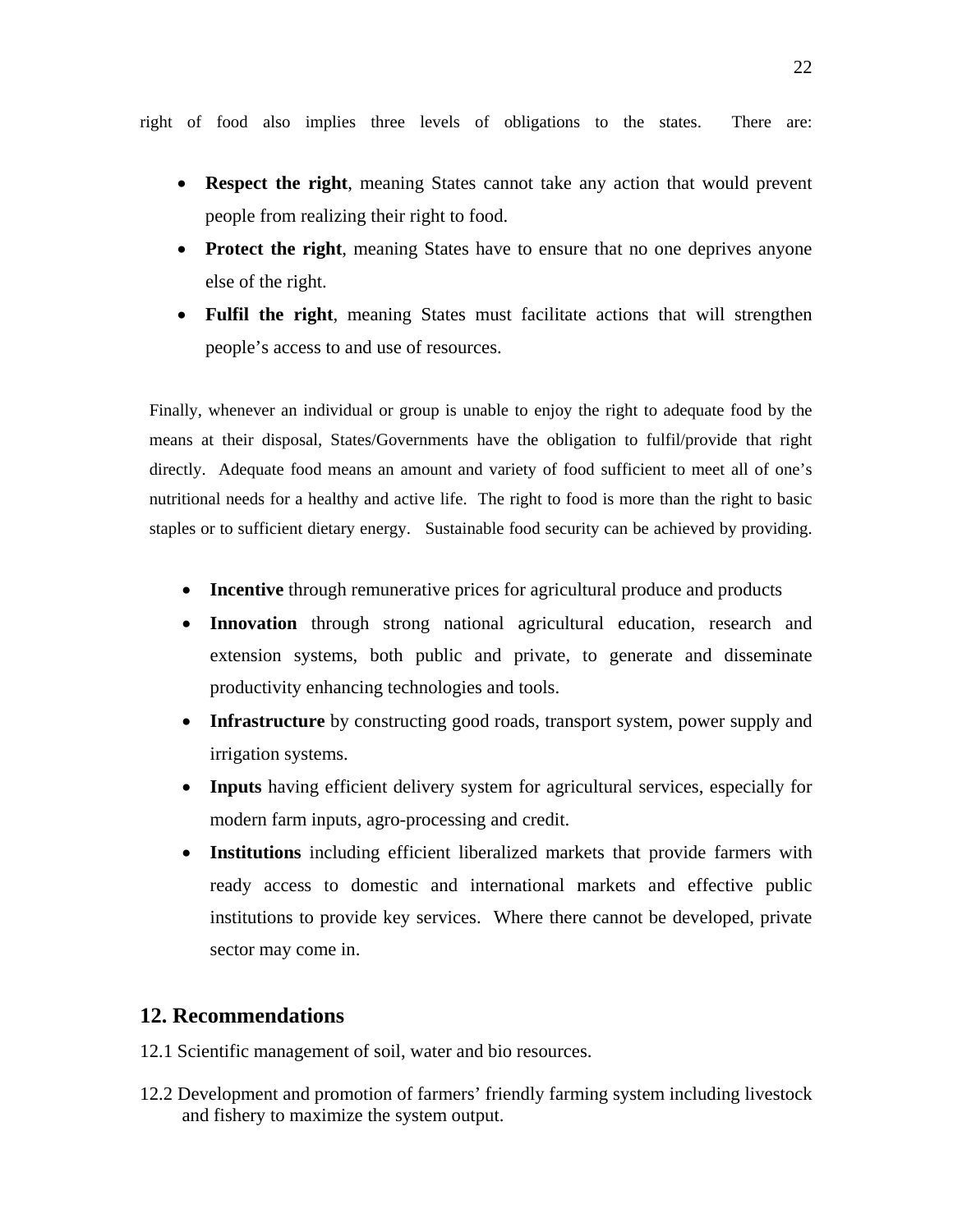right of food also implies three levels of obligations to the states. There are:

- **Respect the right**, meaning States cannot take any action that would prevent people from realizing their right to food.
- **Protect the right**, meaning States have to ensure that no one deprives anyone else of the right.
- **Fulfil the right**, meaning States must facilitate actions that will strengthen people's access to and use of resources.

Finally, whenever an individual or group is unable to enjoy the right to adequate food by the means at their disposal, States/Governments have the obligation to fulfil/provide that right directly. Adequate food means an amount and variety of food sufficient to meet all of one's nutritional needs for a healthy and active life. The right to food is more than the right to basic staples or to sufficient dietary energy. Sustainable food security can be achieved by providing.

- **Incentive** through remunerative prices for agricultural produce and products
- **Innovation** through strong national agricultural education, research and extension systems, both public and private, to generate and disseminate productivity enhancing technologies and tools.
- **Infrastructure** by constructing good roads, transport system, power supply and irrigation systems.
- **Inputs** having efficient delivery system for agricultural services, especially for modern farm inputs, agro-processing and credit.
- **Institutions** including efficient liberalized markets that provide farmers with ready access to domestic and international markets and effective public institutions to provide key services. Where there cannot be developed, private sector may come in.

## 12. Recommendations

12.1 Scientific management of soil, water and bio resources.

12.2 Development and promotion of farmers' friendly farming system including livestock and fishery to maximize the system output.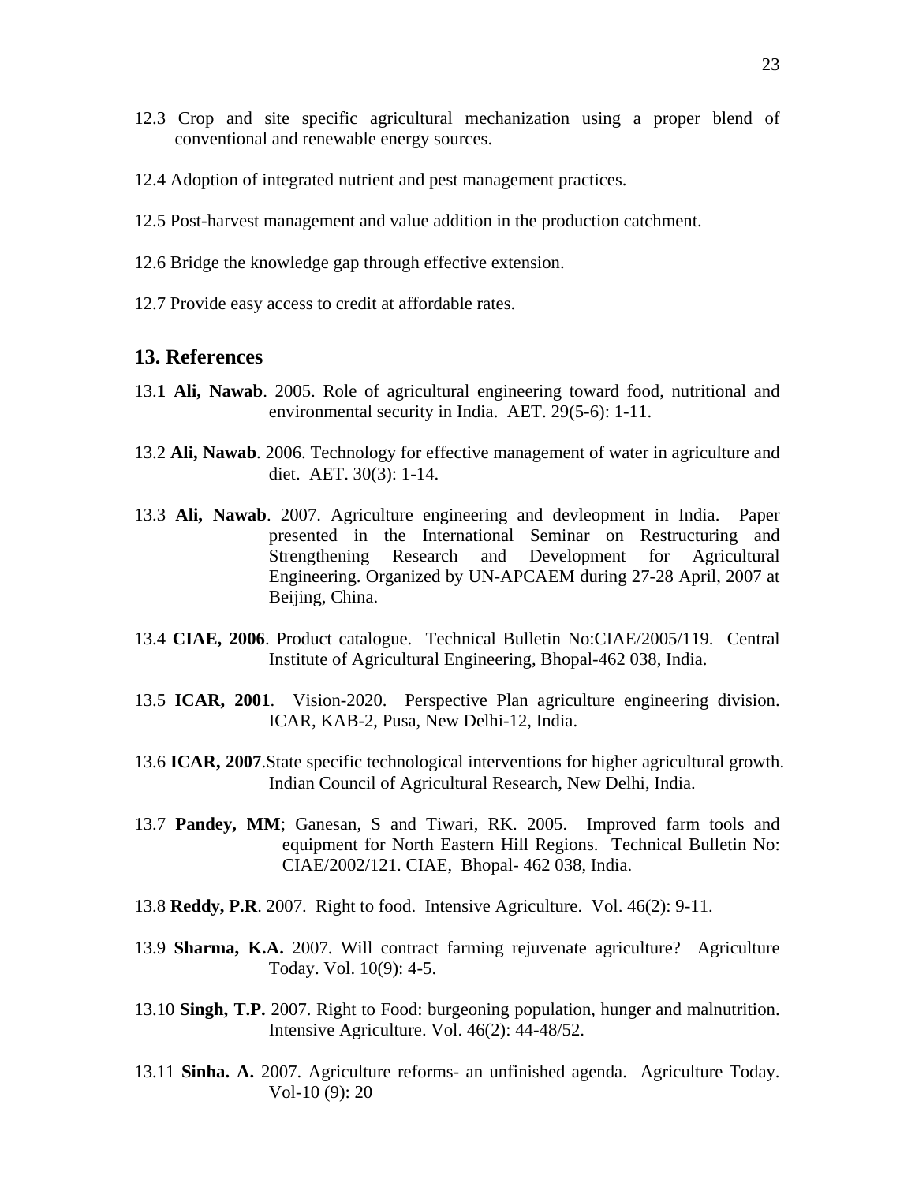12.3 Crop and site specific agricultural mechanization using a proper blend of conventional and renewable energy sources.

12.4 Adoption of integrated nutrient and pest management practices.

12.5 Post-harvest management and value addition in the production catchment.

12.6 Bridge the knowledge gap through effective extension.

12.7 Provide easy access to credit at affordable rates.

## 13. References

13.**1 Ali, Nawab**. 2005. Role of agricultural engineering toward food, nutritional and environmental security in India. AET. 29(5-6): 1-11.

13.2 **Ali, Nawab**. 2006. Technology for effective management of water in agriculture and diet. AET. 30(3): 1-14.

13.3 **Ali, Nawab**. 2007. Agriculture engineering and devleopment in India. Paper presented in the International Seminar on Restructuring and Strengthening Research and Development for Agricultural Engineering. Organized by UN-APCAEM during 27-28 April, 2007 at Beijing, China.

13.4 **CIAE, 2006**. Product catalogue. Technical Bulletin No:CIAE/2005/119. Central Institute of Agricultural Engineering, Bhopal-462 038, India.

13.5 **ICAR, 2001**. Vision-2020. Perspective Plan agriculture engineering division. ICAR, KAB-2, Pusa, New Delhi-12, India.

13.6 **ICAR, 2007**.State specific technological interventions for higher agricultural growth. Indian Council of Agricultural Research, New Delhi, India.

13.7 **Pandey, MM**; Ganesan, S and Tiwari, RK. 2005. Improved farm tools and equipment for North Eastern Hill Regions. Technical Bulletin No: CIAE/2002/121. CIAE, Bhopal- 462 038, India.

13.8 **Reddy, P.R**. 2007. Right to food. Intensive Agriculture. Vol. 46(2): 9-11.

13.9 **Sharma, K.A.** 2007. Will contract farming rejuvenate agriculture? Agriculture Today. Vol. 10(9): 4-5.

13.10 **Singh, T.P.** 2007. Right to Food: burgeoning population, hunger and malnutrition. Intensive Agriculture. Vol. 46(2): 44-48/52.

13.11 **Sinha. A.** 2007. Agriculture reforms- an unfinished agenda. Agriculture Today. Vol-10 (9): 20